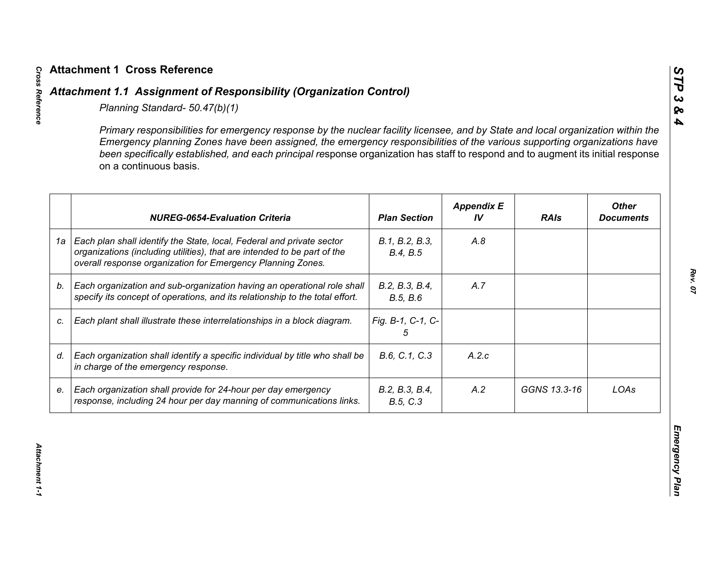# Attachment 1 Cross Reference

## *Attachment 1.1 Assignment of Responsibility (Organization Control)*

*Planning Standard- 50.47(b)(1)*

*Primary responsibilities for emergency response by the nuclear facility licensee, and by State and local organization within the Emergency planning Zones have been assigned, the emergency responsibilities of the various supporting organizations have been specifically established, and each principal re*sponse organization has staff to respond and to augment its initial response on a continuous basis.

| | *NUREG-0654-Evaluation Criteria* | *Plan Section* | *Appendix E IV* | *RAIs* | *Other Documents* |
|---|---|---|---|---|---|
| 1a | *Each plan shall identify the State, local, Federal and private sector organizations (including utilities), that are intended to be part of the overall response organization for Emergency Planning Zones.* | *B.1, B.2, B.3, B.4, B.5* | *A.8* | | |
| b. | *Each organization and sub-organization having an operational role shall specify its concept of operations, and its relationship to the total effort.* | *B.2, B.3, B.4, B.5, B.6* | *A.7* | | |
| c. | *Each plant shall illustrate these interrelationships in a block diagram.* | *Fig. B-1, C-1, C-5* | | | |
| d. | *Each organization shall identify a specific individual by title who shall be in charge of the emergency response.* | *B.6, C.1, C.3* | *A.2.c* | | |
| e. | *Each organization shall provide for 24-hour per day emergency response, including 24 hour per day manning of communications links.* | *B.2, B.3, B.4, B.5, C.3* | *A.2* | *GGNS 13.3-16* | *LOAs* |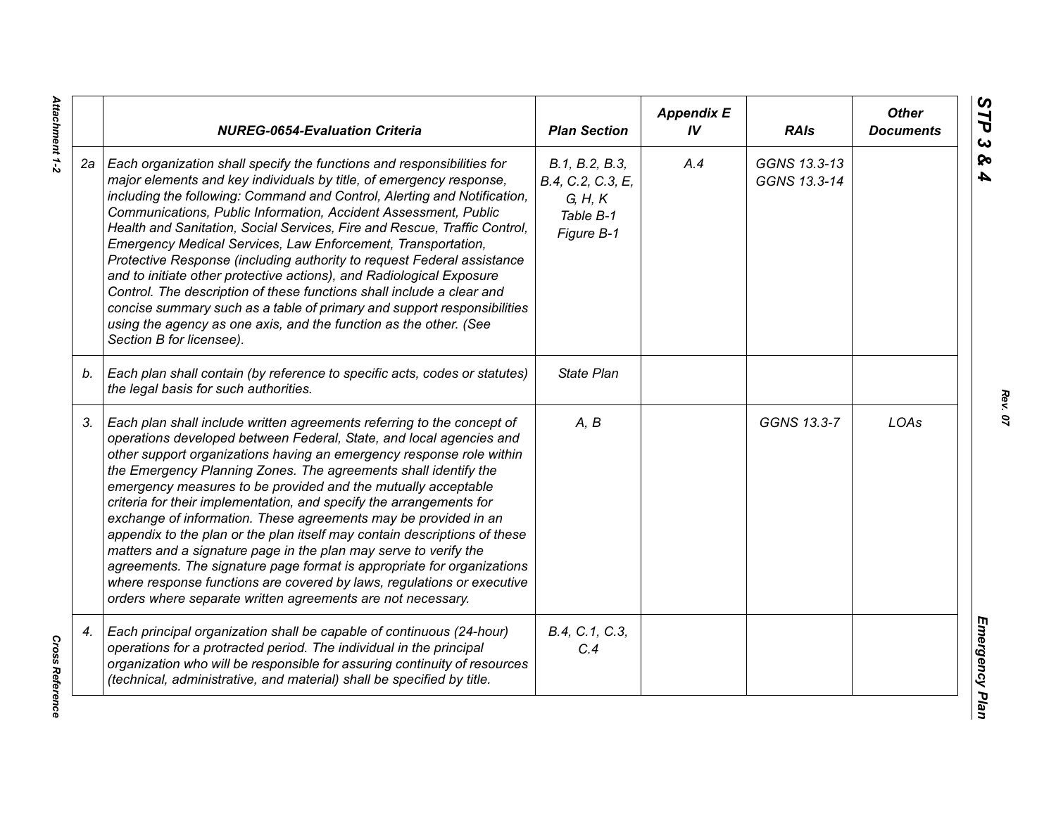| | NUREG-0654-Evaluation Criteria | Plan Section | Appendix E IV | RAIs | Other Documents |
|---|---|---|---|---|---|
| 2a | *Each organization shall specify the functions and responsibilities for major elements and key individuals by title, of emergency response, including the following: Command and Control, Alerting and Notification, Communications, Public Information, Accident Assessment, Public Health and Sanitation, Social Services, Fire and Rescue, Traffic Control, Emergency Medical Services, Law Enforcement, Transportation, Protective Response (including authority to request Federal assistance and to initiate other protective actions), and Radiological Exposure Control. The description of these functions shall include a clear and concise summary such as a table of primary and support responsibilities using the agency as one axis, and the function as the other. (See Section B for licensee).* | *B.1, B.2, B.3, B.4, C.2, C.3, E, G, H, K Table B-1 Figure B-1* | *A.4* | *GGNS 13.3-13 GGNS 13.3-14* | |
| b. | *Each plan shall contain (by reference to specific acts, codes or statutes) the legal basis for such authorities.* | *State Plan* | | | |
| 3. | *Each plan shall include written agreements referring to the concept of operations developed between Federal, State, and local agencies and other support organizations having an emergency response role within the Emergency Planning Zones. The agreements shall identify the emergency measures to be provided and the mutually acceptable criteria for their implementation, and specify the arrangements for exchange of information. These agreements may be provided in an appendix to the plan or the plan itself may contain descriptions of these matters and a signature page in the plan may serve to verify the agreements. The signature page format is appropriate for organizations where response functions are covered by laws, regulations or executive orders where separate written agreements are not necessary.* | *A, B* | | *GGNS 13.3-7* | *LOAs* |
| 4. | *Each principal organization shall be capable of continuous (24-hour) operations for a protracted period. The individual in the principal organization who will be responsible for assuring continuity of resources (technical, administrative, and material) shall be specified by title.* | *B.4, C.1, C.3, C.4* | | | |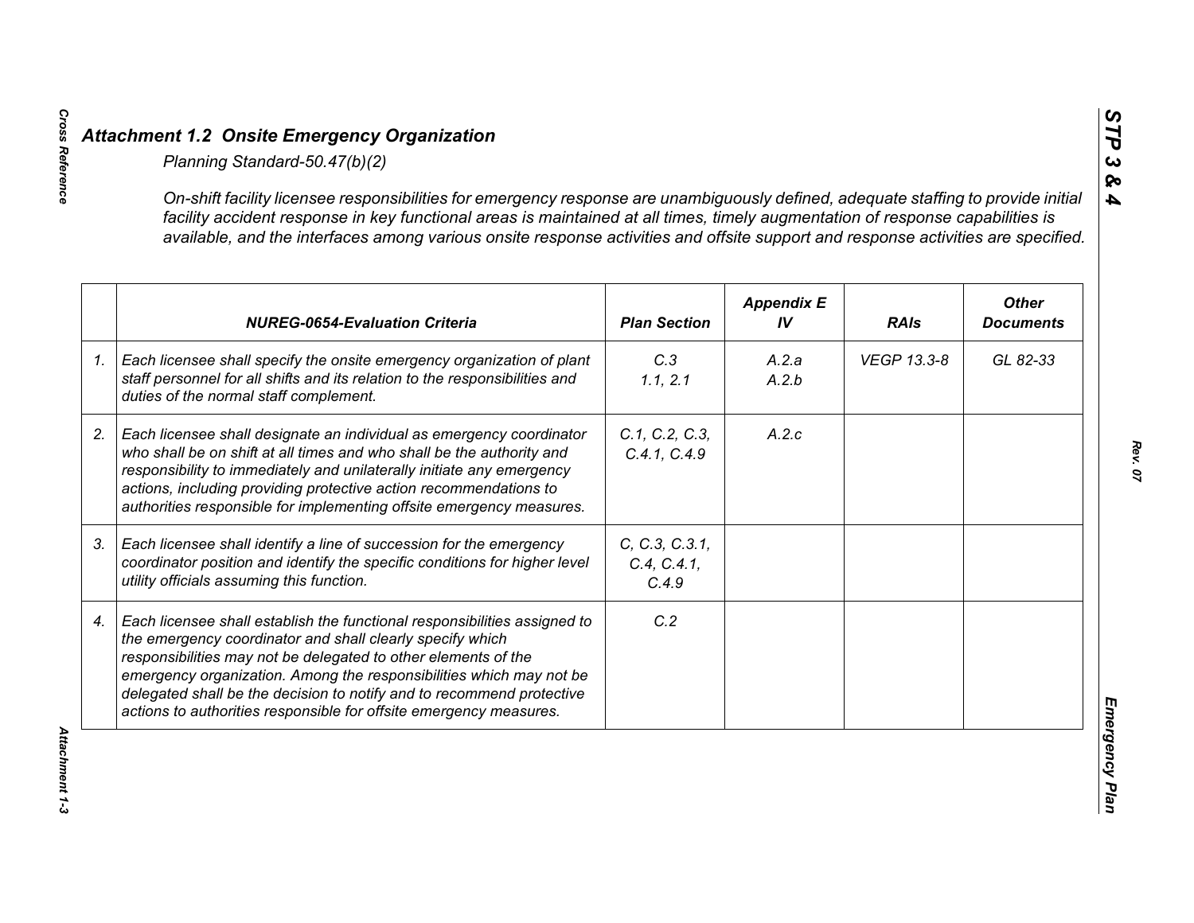## *Attachment 1.2 Onsite Emergency Organization*

*Planning Standard-50.47(b)(2)*

*On-shift facility licensee responsibilities for emergency response are unambiguously defined, adequate staffing to provide initial facility accident response in key functional areas is maintained at all times, timely augmentation of response capabilities is available, and the interfaces among various onsite response activities and offsite support and response activities are specified.*

| | NUREG-0654-Evaluation Criteria | Plan Section | Appendix E IV | RAIs | Other Documents |
|---|---|---|---|---|---|
| 1. | *Each licensee shall specify the onsite emergency organization of plant staff personnel for all shifts and its relation to the responsibilities and duties of the normal staff complement.* | C.3<br>1.1, 2.1 | A.2.a<br>A.2.b | VEGP 13.3-8 | GL 82-33 |
| 2. | *Each licensee shall designate an individual as emergency coordinator who shall be on shift at all times and who shall be the authority and responsibility to immediately and unilaterally initiate any emergency actions, including providing protective action recommendations to authorities responsible for implementing offsite emergency measures.* | C.1, C.2, C.3, C.4.1, C.4.9 | A.2.c | | |
| 3. | *Each licensee shall identify a line of succession for the emergency coordinator position and identify the specific conditions for higher level utility officials assuming this function.* | C, C.3, C.3.1, C.4, C.4.1, C.4.9 | | | |
| 4. | *Each licensee shall establish the functional responsibilities assigned to the emergency coordinator and shall clearly specify which responsibilities may not be delegated to other elements of the emergency organization. Among the responsibilities which may not be delegated shall be the decision to notify and to recommend protective actions to authorities responsible for offsite emergency measures.* | C.2 | | | |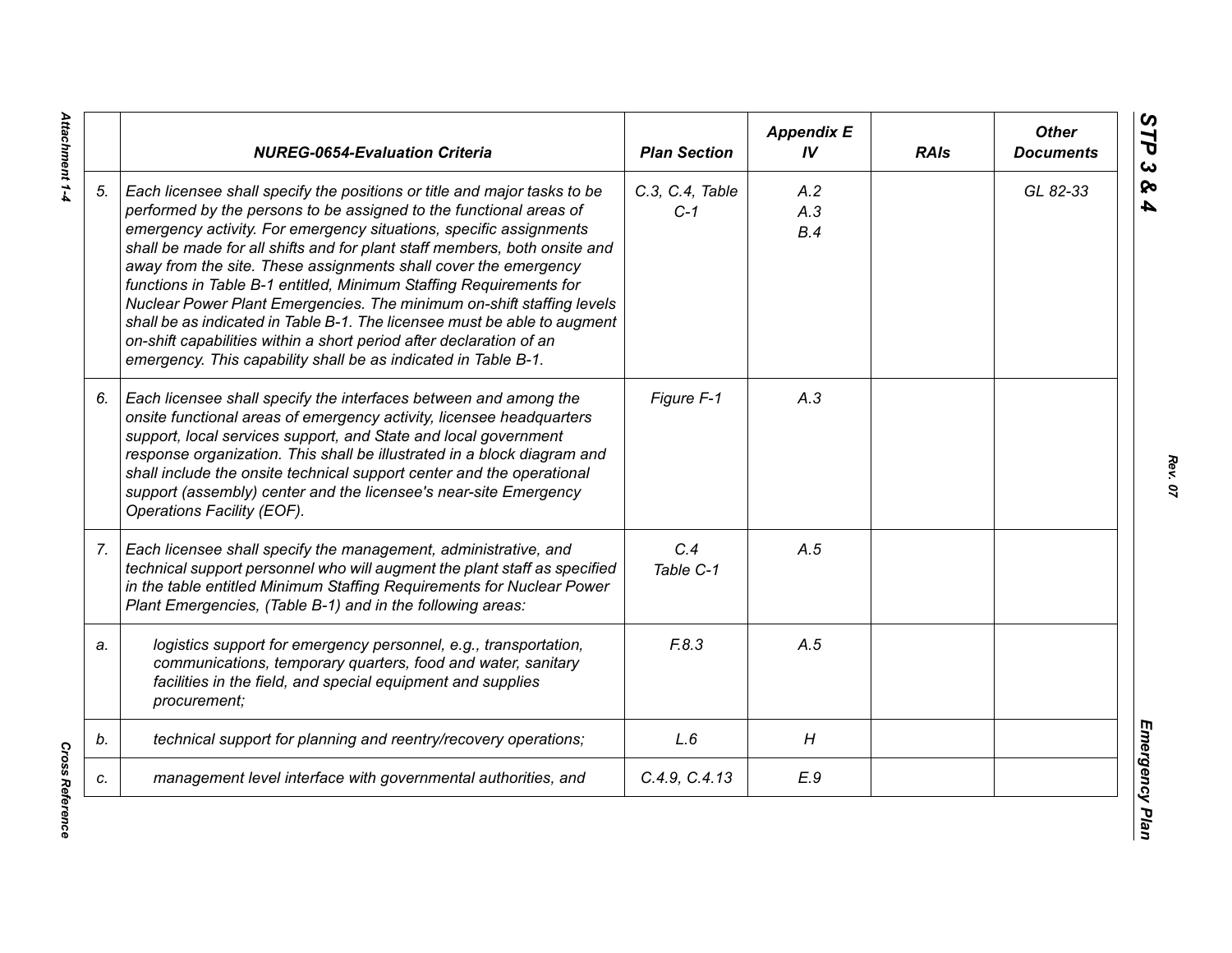| | NUREG-0654-Evaluation Criteria | Plan Section | Appendix E IV | RAIs | Other Documents |
|---|---|---|---|---|---|
| 5. | *Each licensee shall specify the positions or title and major tasks to be performed by the persons to be assigned to the functional areas of emergency activity. For emergency situations, specific assignments shall be made for all shifts and for plant staff members, both onsite and away from the site. These assignments shall cover the emergency functions in Table B-1 entitled, Minimum Staffing Requirements for Nuclear Power Plant Emergencies. The minimum on-shift staffing levels shall be as indicated in Table B-1. The licensee must be able to augment on-shift capabilities within a short period after declaration of an emergency. This capability shall be as indicated in Table B-1.* | C.3, C.4, Table C-1 | A.2<br>A.3<br>B.4 | | GL 82-33 |
| 6. | *Each licensee shall specify the interfaces between and among the onsite functional areas of emergency activity, licensee headquarters support, local services support, and State and local government response organization. This shall be illustrated in a block diagram and shall include the onsite technical support center and the operational support (assembly) center and the licensee's near-site Emergency Operations Facility (EOF).* | Figure F-1 | A.3 | | |
| 7. | *Each licensee shall specify the management, administrative, and technical support personnel who will augment the plant staff as specified in the table entitled Minimum Staffing Requirements for Nuclear Power Plant Emergencies, (Table B-1) and in the following areas:* | C.4<br>Table C-1 | A.5 | | |
| a. | *logistics support for emergency personnel, e.g., transportation, communications, temporary quarters, food and water, sanitary facilities in the field, and special equipment and supplies procurement;* | F.8.3 | A.5 | | |
| b. | *technical support for planning and reentry/recovery operations;* | L.6 | H | | |
| c. | *management level interface with governmental authorities, and* | C.4.9, C.4.13 | E.9 | | |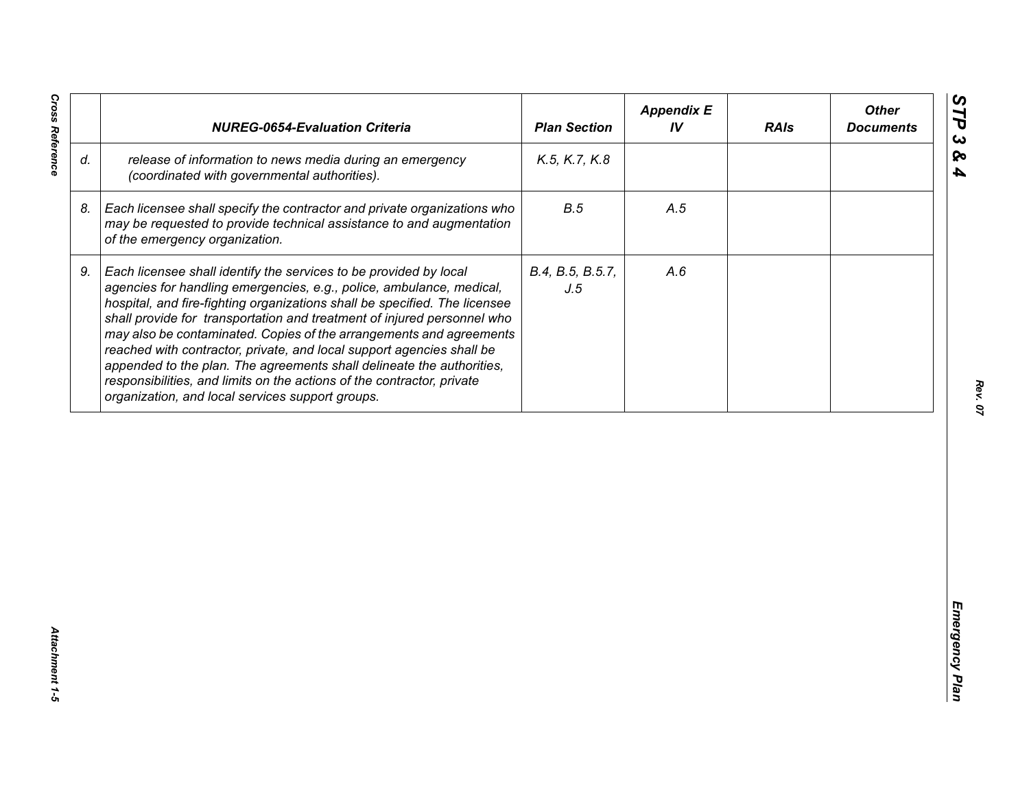| | NUREG-0654-Evaluation Criteria | Plan Section | Appendix E IV | RAIs | Other Documents |
|---|---|---|---|---|---|
| d. | *release of information to news media during an emergency (coordinated with governmental authorities).* | *K.5, K.7, K.8* | | | |
| 8. | *Each licensee shall specify the contractor and private organizations who may be requested to provide technical assistance to and augmentation of the emergency organization.* | *B.5* | *A.5* | | |
| 9. | *Each licensee shall identify the services to be provided by local agencies for handling emergencies, e.g., police, ambulance, medical, hospital, and fire-fighting organizations shall be specified. The licensee shall provide for transportation and treatment of injured personnel who may also be contaminated. Copies of the arrangements and agreements reached with contractor, private, and local support agencies shall be appended to the plan. The agreements shall delineate the authorities, responsibilities, and limits on the actions of the contractor, private organization, and local services support groups.* | *B.4, B.5, B.5.7, J.5* | *A.6* | | |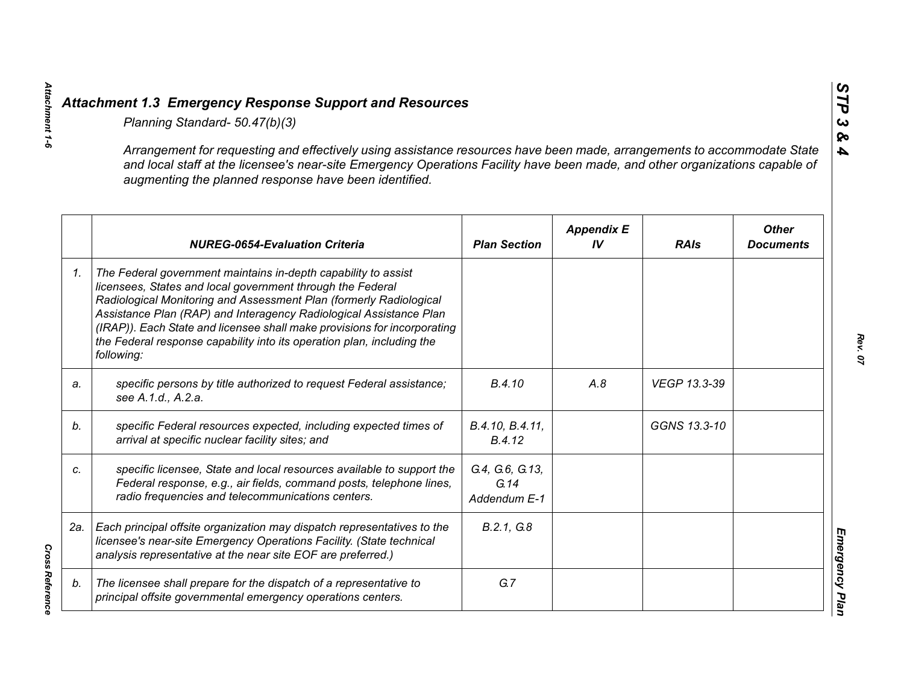## *Attachment 1.3 Emergency Response Support and Resources*

*Planning Standard- 50.47(b)(3)*

*Arrangement for requesting and effectively using assistance resources have been made, arrangements to accommodate State and local staff at the licensee's near-site Emergency Operations Facility have been made, and other organizations capable of augmenting the planned response have been identified.*

| | NUREG-0654-Evaluation Criteria | Plan Section | Appendix E IV | RAIs | Other Documents |
|---|---|---|---|---|---|
| *1.* | *The Federal government maintains in-depth capability to assist licensees, States and local government through the Federal Radiological Monitoring and Assessment Plan (formerly Radiological Assistance Plan (RAP) and Interagency Radiological Assistance Plan (IRAP)). Each State and licensee shall make provisions for incorporating the Federal response capability into its operation plan, including the following:* | | | | |
| *a.* | *specific persons by title authorized to request Federal assistance; see A.1.d., A.2.a.* | *B.4.10* | *A.8* | *VEGP 13.3-39* | |
| *b.* | *specific Federal resources expected, including expected times of arrival at specific nuclear facility sites; and* | *B.4.10, B.4.11, B.4.12* | | *GGNS 13.3-10* | |
| *c.* | *specific licensee, State and local resources available to support the Federal response, e.g., air fields, command posts, telephone lines, radio frequencies and telecommunications centers.* | *G.4, G.6, G.13, G.14 Addendum E-1* | | | |
| *2a.* | *Each principal offsite organization may dispatch representatives to the licensee's near-site Emergency Operations Facility. (State technical analysis representative at the near site EOF are preferred.)* | *B.2.1, G.8* | | | |
| *b.* | *The licensee shall prepare for the dispatch of a representative to principal offsite governmental emergency operations centers.* | *G.7* | | | |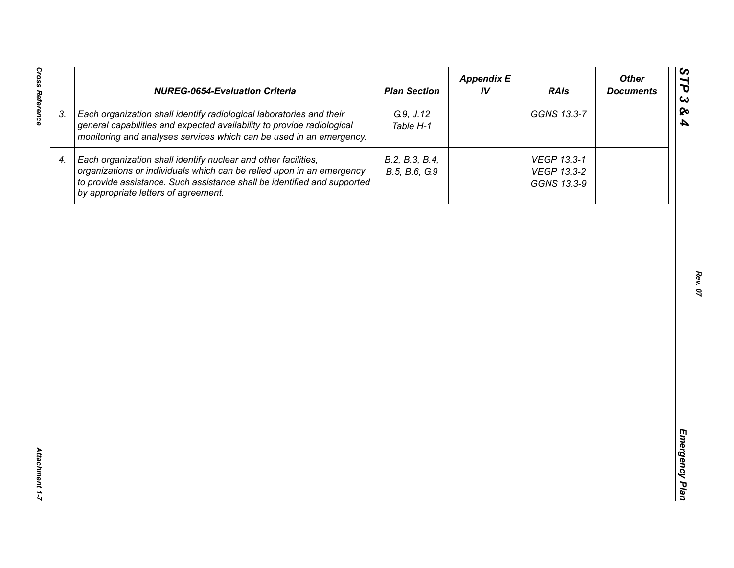| | NUREG-0654-Evaluation Criteria | Plan Section | Appendix E IV | RAIs | Other Documents |
|---|---|---|---|---|---|
| 3. | *Each organization shall identify radiological laboratories and their general capabilities and expected availability to provide radiological monitoring and analyses services which can be used in an emergency.* | G.9, J.12<br>Table H-1 | | GGNS 13.3-7 | |
| 4. | *Each organization shall identify nuclear and other facilities, organizations or individuals which can be relied upon in an emergency to provide assistance. Such assistance shall be identified and supported by appropriate letters of agreement.* | B.2, B.3, B.4, B.5, B.6, G.9 | | VEGP 13.3-1<br>VEGP 13.3-2<br>GGNS 13.3-9 | |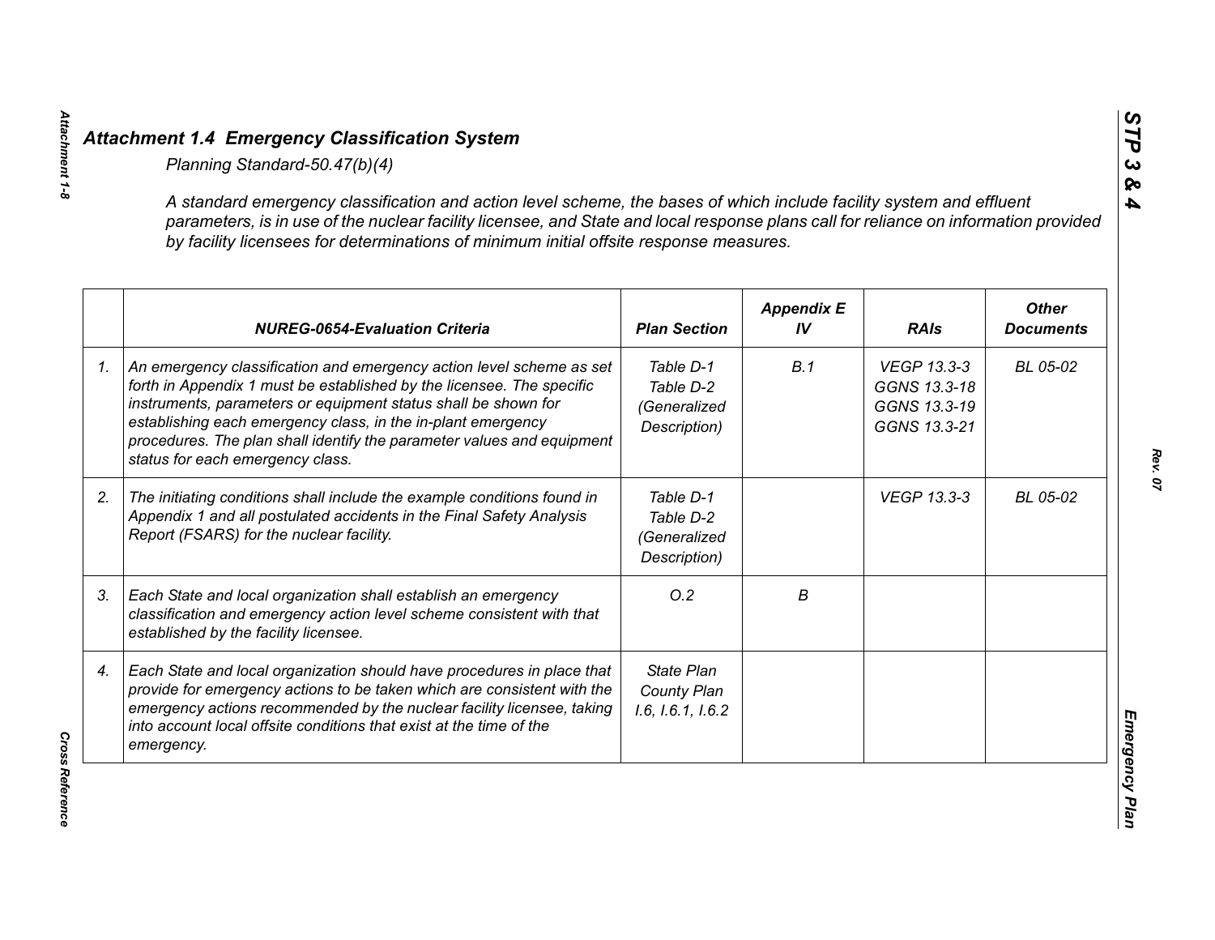## *Attachment 1.4 Emergency Classification System*

*Planning Standard-50.47(b)(4)*

*A standard emergency classification and action level scheme, the bases of which include facility system and effluent parameters, is in use of the nuclear facility licensee, and State and local response plans call for reliance on information provided by facility licensees for determinations of minimum initial offsite response measures.*

| | NUREG-0654-Evaluation Criteria | Plan Section | Appendix E IV | RAIs | Other Documents |
|---|---|---|---|---|---|
| 1. | An emergency classification and emergency action level scheme as set forth in Appendix 1 must be established by the licensee. The specific instruments, parameters or equipment status shall be shown for establishing each emergency class, in the in-plant emergency procedures. The plan shall identify the parameter values and equipment status for each emergency class. | Table D-1<br>Table D-2<br>(Generalized Description) | B.1 | VEGP 13.3-3<br>GGNS 13.3-18<br>GGNS 13.3-19<br>GGNS 13.3-21 | BL 05-02 |
| 2. | The initiating conditions shall include the example conditions found in Appendix 1 and all postulated accidents in the Final Safety Analysis Report (FSARS) for the nuclear facility. | Table D-1<br>Table D-2<br>(Generalized Description) | | VEGP 13.3-3 | BL 05-02 |
| 3. | Each State and local organization shall establish an emergency classification and emergency action level scheme consistent with that established by the facility licensee. | O.2 | B | | |
| 4. | Each State and local organization should have procedures in place that provide for emergency actions to be taken which are consistent with the emergency actions recommended by the nuclear facility licensee, taking into account local offsite conditions that exist at the time of the emergency. | State Plan<br>County Plan<br>I.6, I.6.1, I.6.2 | | | |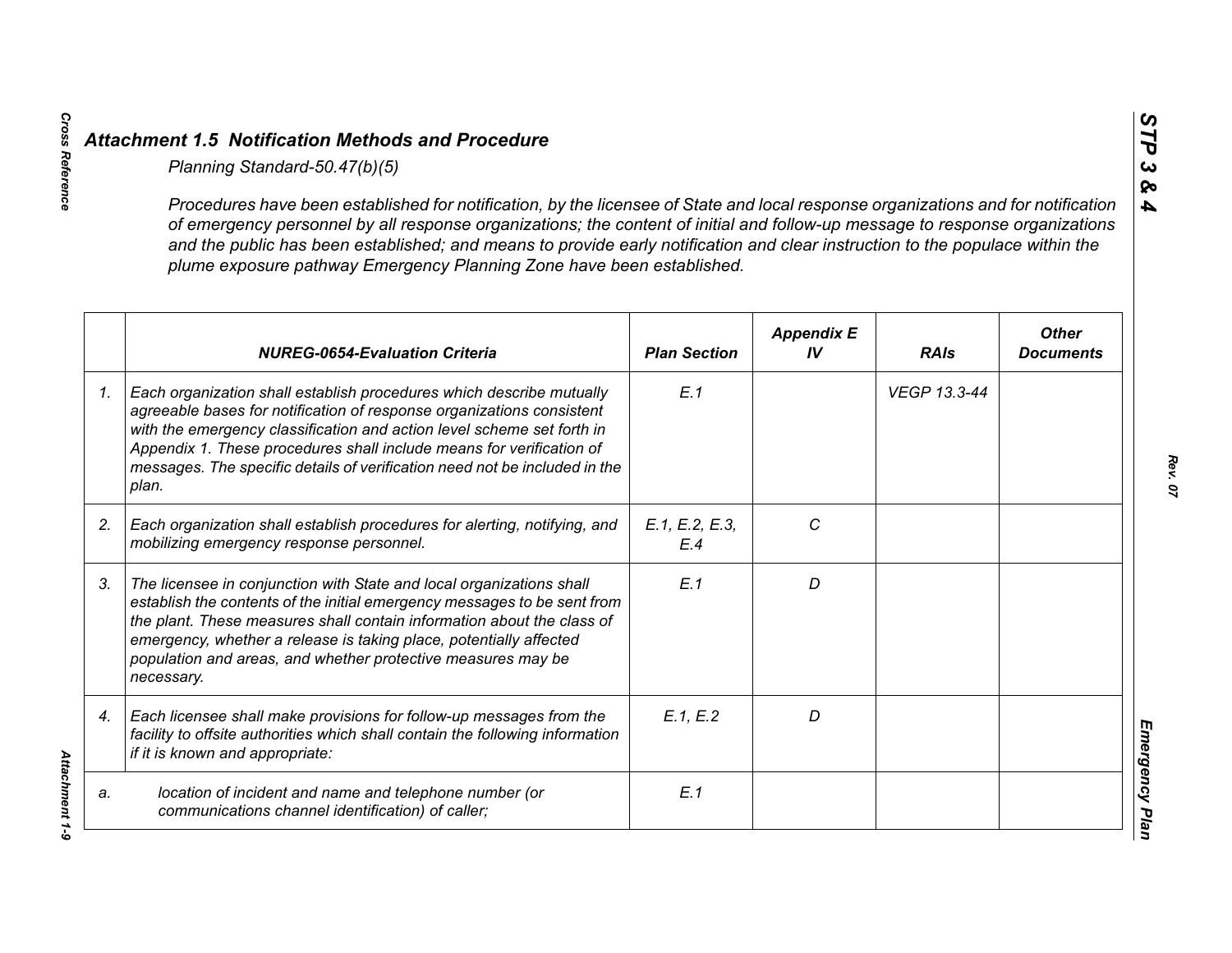## *Attachment 1.5 Notification Methods and Procedure*

*Planning Standard-50.47(b)(5)*

*Procedures have been established for notification, by the licensee of State and local response organizations and for notification of emergency personnel by all response organizations; the content of initial and follow-up message to response organizations and the public has been established; and means to provide early notification and clear instruction to the populace within the plume exposure pathway Emergency Planning Zone have been established.*

| | *NUREG-0654-Evaluation Criteria* | *Plan Section* | *Appendix E IV* | *RAIs* | *Other Documents* |
|---|---|---|---|---|---|
| *1.* | *Each organization shall establish procedures which describe mutually agreeable bases for notification of response organizations consistent with the emergency classification and action level scheme set forth in Appendix 1. These procedures shall include means for verification of messages. The specific details of verification need not be included in the plan.* | *E.1* | | *VEGP 13.3-44* | |
| *2.* | *Each organization shall establish procedures for alerting, notifying, and mobilizing emergency response personnel.* | *E.1, E.2, E.3, E.4* | *C* | | |
| *3.* | *The licensee in conjunction with State and local organizations shall establish the contents of the initial emergency messages to be sent from the plant. These measures shall contain information about the class of emergency, whether a release is taking place, potentially affected population and areas, and whether protective measures may be necessary.* | *E.1* | *D* | | |
| *4.* | *Each licensee shall make provisions for follow-up messages from the facility to offsite authorities which shall contain the following information if it is known and appropriate:* | *E.1, E.2* | *D* | | |
| *a.* | *location of incident and name and telephone number (or communications channel identification) of caller;* | *E.1* | | | |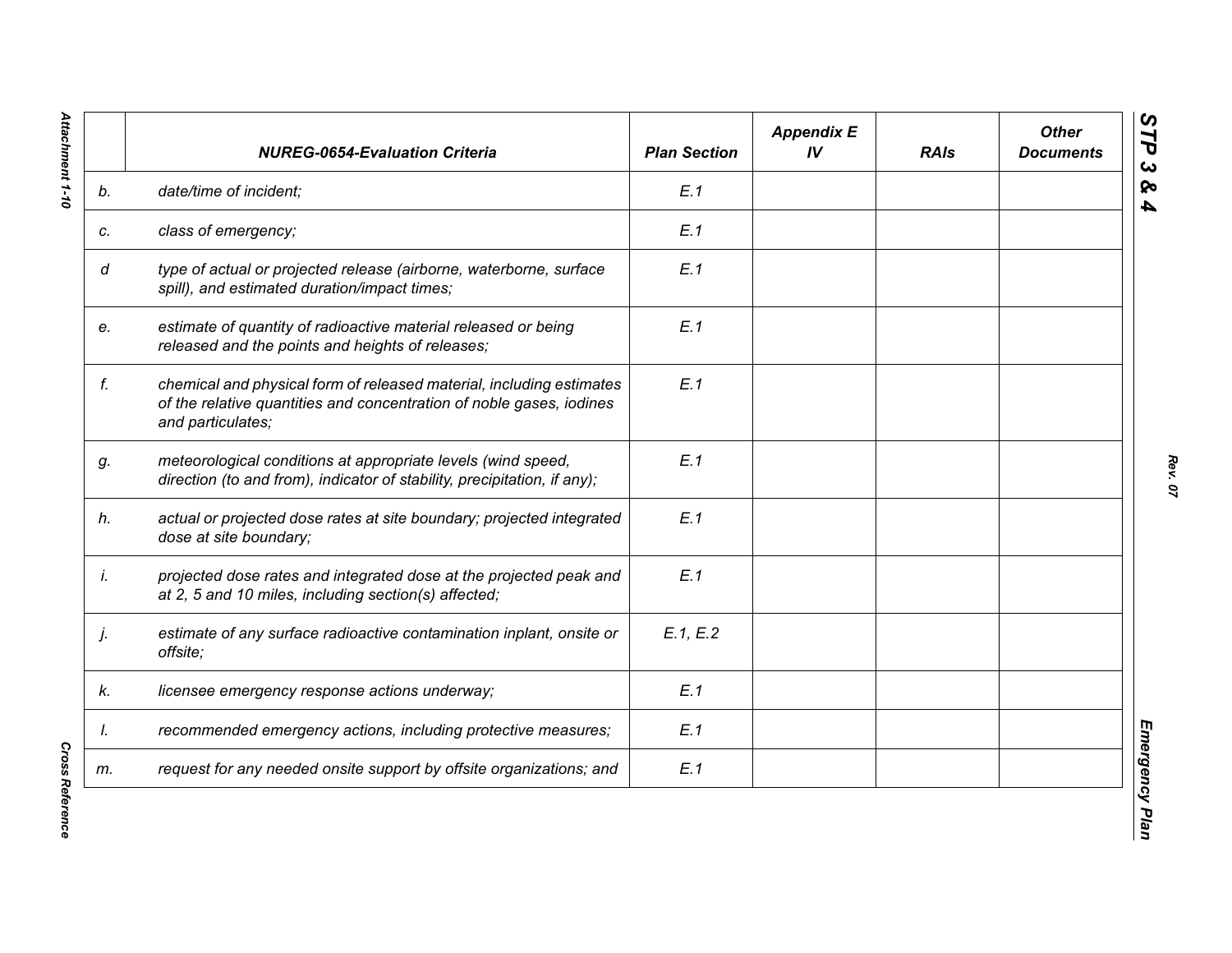| | *NUREG-0654-Evaluation Criteria* | *Plan Section* | *Appendix E IV* | *RAIs* | *Other Documents* |
|---|---|---|---|---|---|
| *b.* | *date/time of incident;* | *E.1* | | | |
| *c.* | *class of emergency;* | *E.1* | | | |
| *d* | *type of actual or projected release (airborne, waterborne, surface spill), and estimated duration/impact times;* | *E.1* | | | |
| *e.* | *estimate of quantity of radioactive material released or being released and the points and heights of releases;* | *E.1* | | | |
| *f.* | *chemical and physical form of released material, including estimates of the relative quantities and concentration of noble gases, iodines and particulates;* | *E.1* | | | |
| *g.* | *meteorological conditions at appropriate levels (wind speed, direction (to and from), indicator of stability, precipitation, if any);* | *E.1* | | | |
| *h.* | *actual or projected dose rates at site boundary; projected integrated dose at site boundary;* | *E.1* | | | |
| *i.* | *projected dose rates and integrated dose at the projected peak and at 2, 5 and 10 miles, including section(s) affected;* | *E.1* | | | |
| *j.* | *estimate of any surface radioactive contamination inplant, onsite or offsite;* | *E.1, E.2* | | | |
| *k.* | *licensee emergency response actions underway;* | *E.1* | | | |
| *l.* | *recommended emergency actions, including protective measures;* | *E.1* | | | |
| *m.* | *request for any needed onsite support by offsite organizations; and* | *E.1* | | | |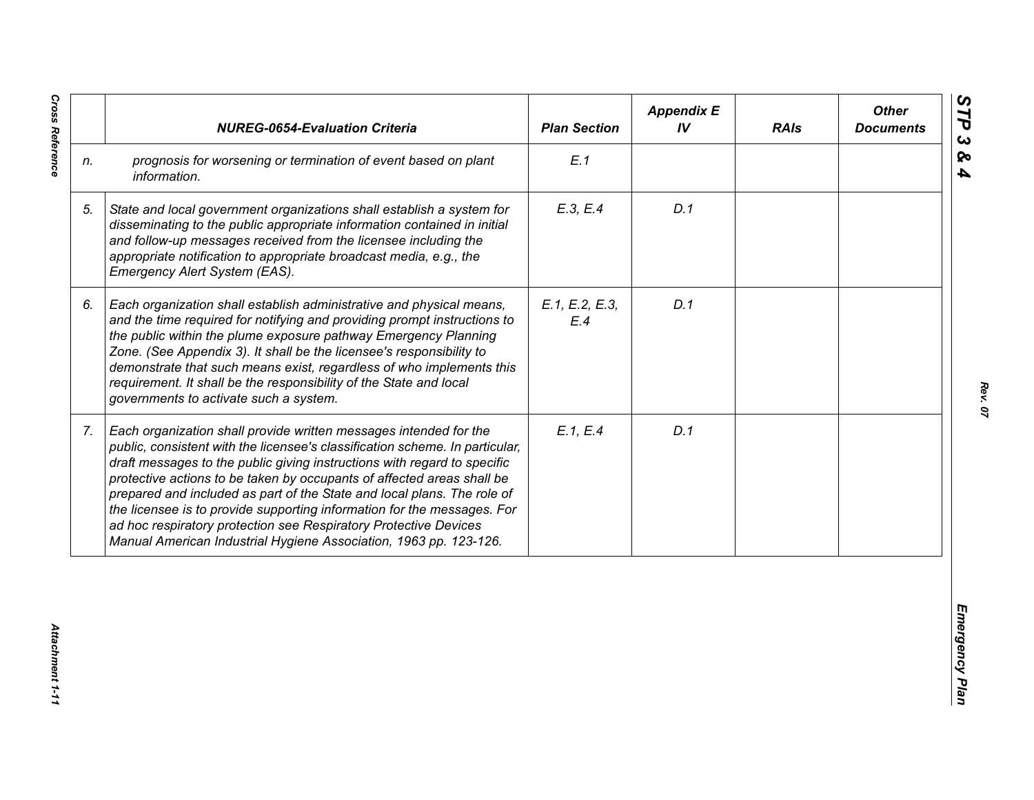| | NUREG-0654-Evaluation Criteria | Plan Section | Appendix E IV | RAIs | Other Documents |
|---|---|---|---|---|---|
| n. | prognosis for worsening or termination of event based on plant information. | E.1 | | | |
| 5. | State and local government organizations shall establish a system for disseminating to the public appropriate information contained in initial and follow-up messages received from the licensee including the appropriate notification to appropriate broadcast media, e.g., the Emergency Alert System (EAS). | E.3, E.4 | D.1 | | |
| 6. | Each organization shall establish administrative and physical means, and the time required for notifying and providing prompt instructions to the public within the plume exposure pathway Emergency Planning Zone. (See Appendix 3). It shall be the licensee's responsibility to demonstrate that such means exist, regardless of who implements this requirement. It shall be the responsibility of the State and local governments to activate such a system. | E.1, E.2, E.3, E.4 | D.1 | | |
| 7. | Each organization shall provide written messages intended for the public, consistent with the licensee's classification scheme. In particular, draft messages to the public giving instructions with regard to specific protective actions to be taken by occupants of affected areas shall be prepared and included as part of the State and local plans. The role of the licensee is to provide supporting information for the messages. For ad hoc respiratory protection see Respiratory Protective Devices Manual American Industrial Hygiene Association, 1963 pp. 123-126. | E.1, E.4 | D.1 | | |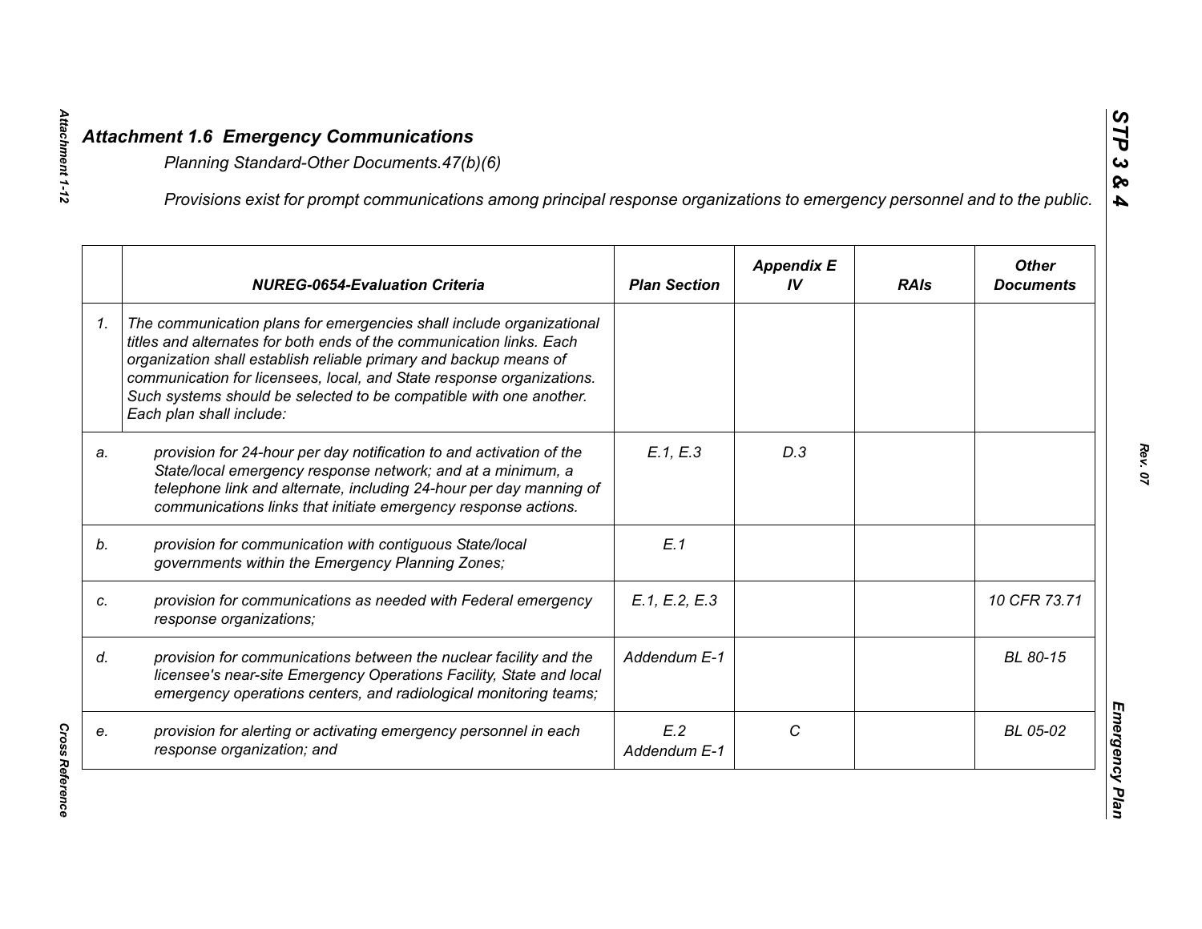## *Attachment 1.6 Emergency Communications*

*Planning Standard-Other Documents.47(b)(6)*

*Provisions exist for prompt communications among principal response organizations to emergency personnel and to the public.*

| | *NUREG-0654-Evaluation Criteria* | *Plan Section* | *Appendix E IV* | *RAIs* | *Other Documents* |
|---|---|---|---|---|---|
| *1.* | *The communication plans for emergencies shall include organizational titles and alternates for both ends of the communication links. Each organization shall establish reliable primary and backup means of communication for licensees, local, and State response organizations. Such systems should be selected to be compatible with one another. Each plan shall include:* | | | | |
| *a.* | *provision for 24-hour per day notification to and activation of the State/local emergency response network; and at a minimum, a telephone link and alternate, including 24-hour per day manning of communications links that initiate emergency response actions.* | *E.1, E.3* | *D.3* | | |
| *b.* | *provision for communication with contiguous State/local governments within the Emergency Planning Zones;* | *E.1* | | | |
| *c.* | *provision for communications as needed with Federal emergency response organizations;* | *E.1, E.2, E.3* | | | *10 CFR 73.71* |
| *d.* | *provision for communications between the nuclear facility and the licensee's near-site Emergency Operations Facility, State and local emergency operations centers, and radiological monitoring teams;* | *Addendum E-1* | | | *BL 80-15* |
| *e.* | *provision for alerting or activating emergency personnel in each response organization; and* | *E.2 Addendum E-1* | *C* | | *BL 05-02* |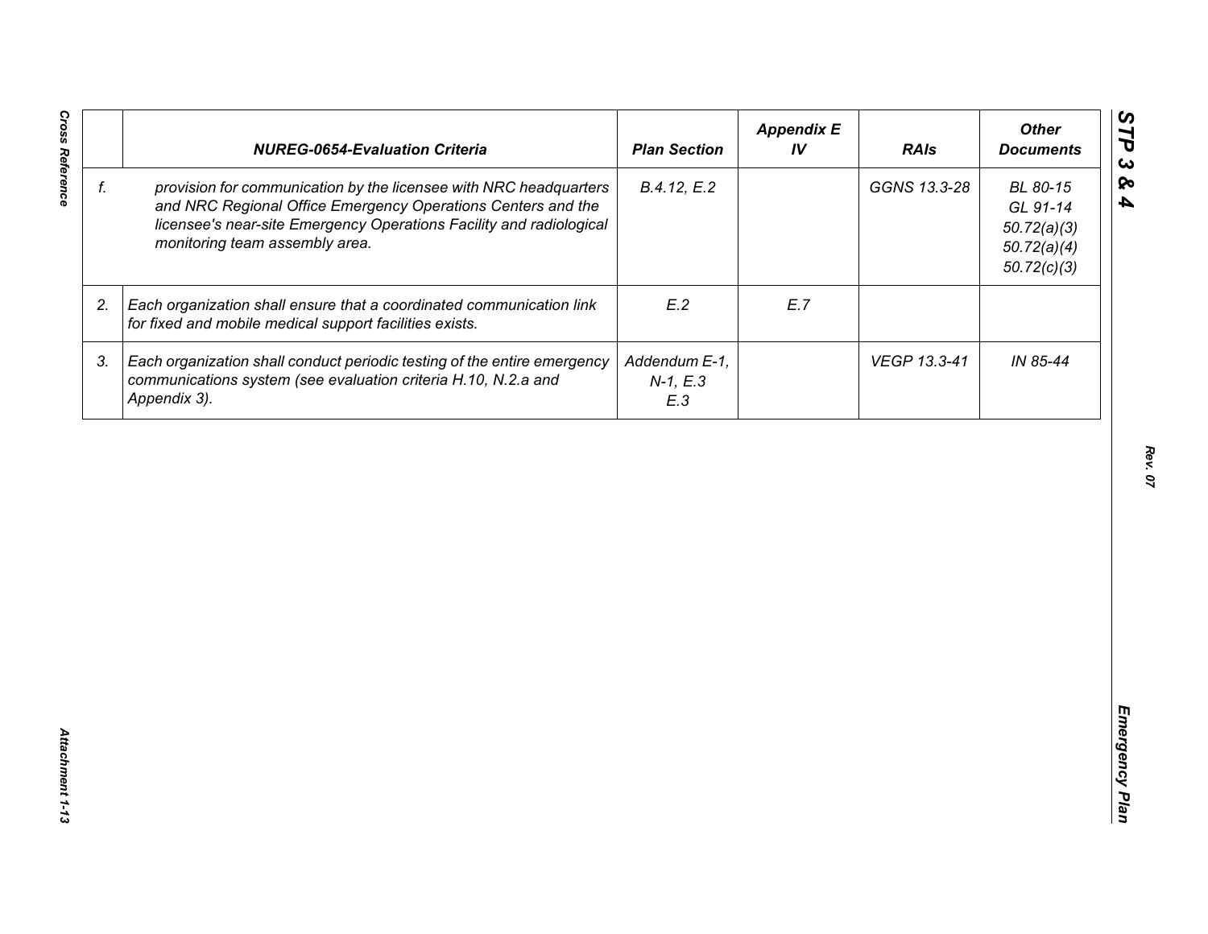|  | NUREG-0654-Evaluation Criteria | Plan Section | Appendix E IV | RAIs | Other Documents |
|---|---|---|---|---|---|
| f. | *provision for communication by the licensee with NRC headquarters and NRC Regional Office Emergency Operations Centers and the licensee's near-site Emergency Operations Facility and radiological monitoring team assembly area.* | *B.4.12, E.2* |  | *GGNS 13.3-28* | *BL 80-15*<br>*GL 91-14*<br>*50.72(a)(3)*<br>*50.72(a)(4)*<br>*50.72(c)(3)* |
| 2. | *Each organization shall ensure that a coordinated communication link for fixed and mobile medical support facilities exists.* | *E.2* | *E.7* |  |  |
| 3. | *Each organization shall conduct periodic testing of the entire emergency communications system (see evaluation criteria H.10, N.2.a and Appendix 3).* | *Addendum E-1, N-1, E.3*<br>*E.3* |  | *VEGP 13.3-41* | *IN 85-44* |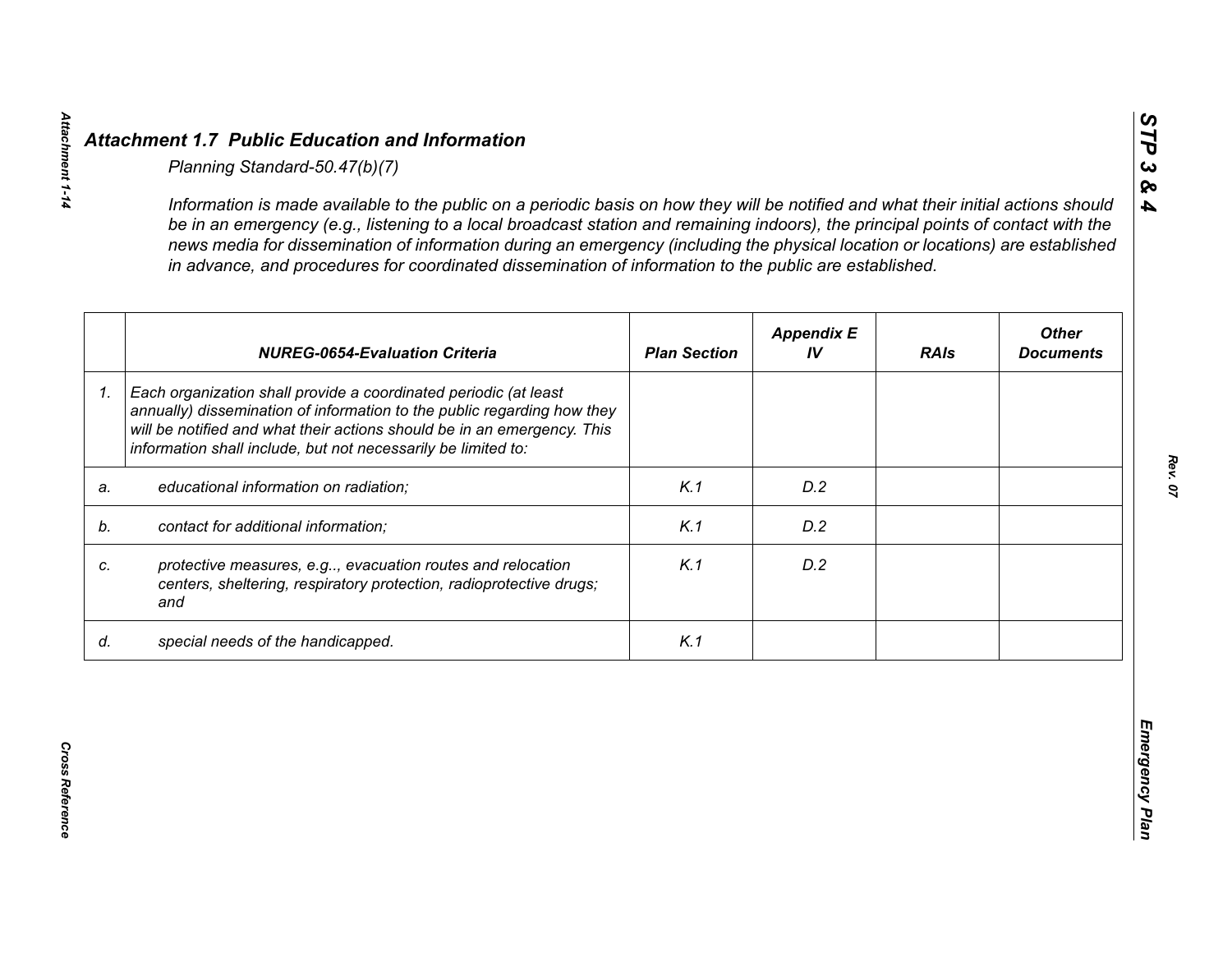## *Attachment 1.7 Public Education and Information*

*Planning Standard-50.47(b)(7)*

*Information is made available to the public on a periodic basis on how they will be notified and what their initial actions should be in an emergency (e.g., listening to a local broadcast station and remaining indoors), the principal points of contact with the news media for dissemination of information during an emergency (including the physical location or locations) are established in advance, and procedures for coordinated dissemination of information to the public are established.*

| | *NUREG-0654-Evaluation Criteria* | *Plan Section* | *Appendix E IV* | *RAIs* | *Other Documents* |
|---|---|---|---|---|---|
| *1.* | *Each organization shall provide a coordinated periodic (at least annually) dissemination of information to the public regarding how they will be notified and what their actions should be in an emergency. This information shall include, but not necessarily be limited to:* | | | | |
| *a.* | *educational information on radiation;* | *K.1* | *D.2* | | |
| *b.* | *contact for additional information;* | *K.1* | *D.2* | | |
| *c.* | *protective measures, e.g.., evacuation routes and relocation centers, sheltering, respiratory protection, radioprotective drugs; and* | *K.1* | *D.2* | | |
| *d.* | *special needs of the handicapped.* | *K.1* | | | |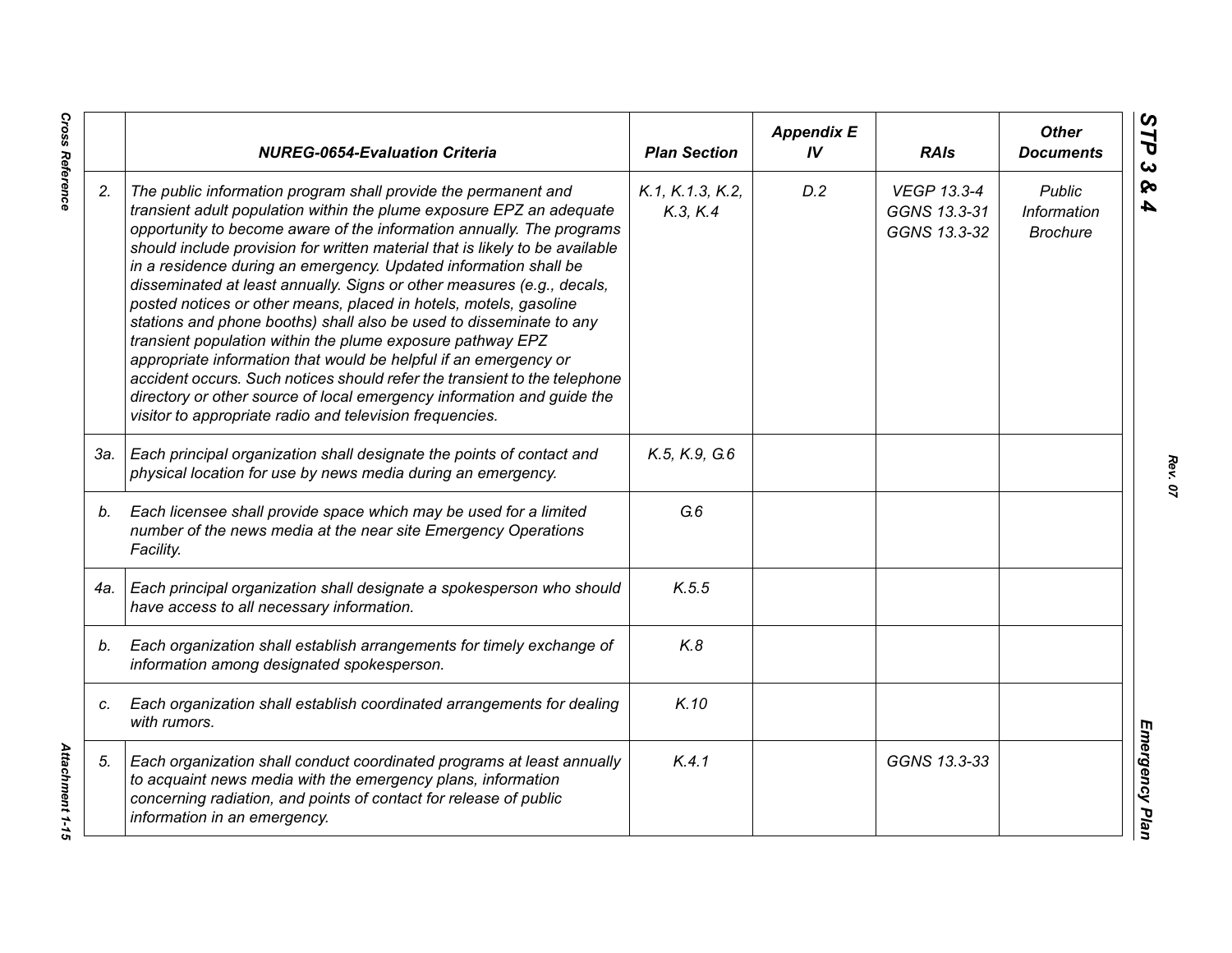| | NUREG-0654-Evaluation Criteria | Plan Section | Appendix E IV | RAIs | Other Documents |
|---|---|---|---|---|---|
| 2. | *The public information program shall provide the permanent and transient adult population within the plume exposure EPZ an adequate opportunity to become aware of the information annually. The programs should include provision for written material that is likely to be available in a residence during an emergency. Updated information shall be disseminated at least annually. Signs or other measures (e.g., decals, posted notices or other means, placed in hotels, motels, gasoline stations and phone booths) shall also be used to disseminate to any transient population within the plume exposure pathway EPZ appropriate information that would be helpful if an emergency or accident occurs. Such notices should refer the transient to the telephone directory or other source of local emergency information and guide the visitor to appropriate radio and television frequencies.* | K.1, K.1.3, K.2, K.3, K.4 | D.2 | VEGP 13.3-4 GGNS 13.3-31 GGNS 13.3-32 | Public Information Brochure |
| 3a. | *Each principal organization shall designate the points of contact and physical location for use by news media during an emergency.* | K.5, K.9, G.6 | | | |
| b. | *Each licensee shall provide space which may be used for a limited number of the news media at the near site Emergency Operations Facility.* | G.6 | | | |
| 4a. | *Each principal organization shall designate a spokesperson who should have access to all necessary information.* | K.5.5 | | | |
| b. | *Each organization shall establish arrangements for timely exchange of information among designated spokesperson.* | K.8 | | | |
| c. | *Each organization shall establish coordinated arrangements for dealing with rumors.* | K.10 | | | |
| 5. | *Each organization shall conduct coordinated programs at least annually to acquaint news media with the emergency plans, information concerning radiation, and points of contact for release of public information in an emergency.* | K.4.1 | | GGNS 13.3-33 | |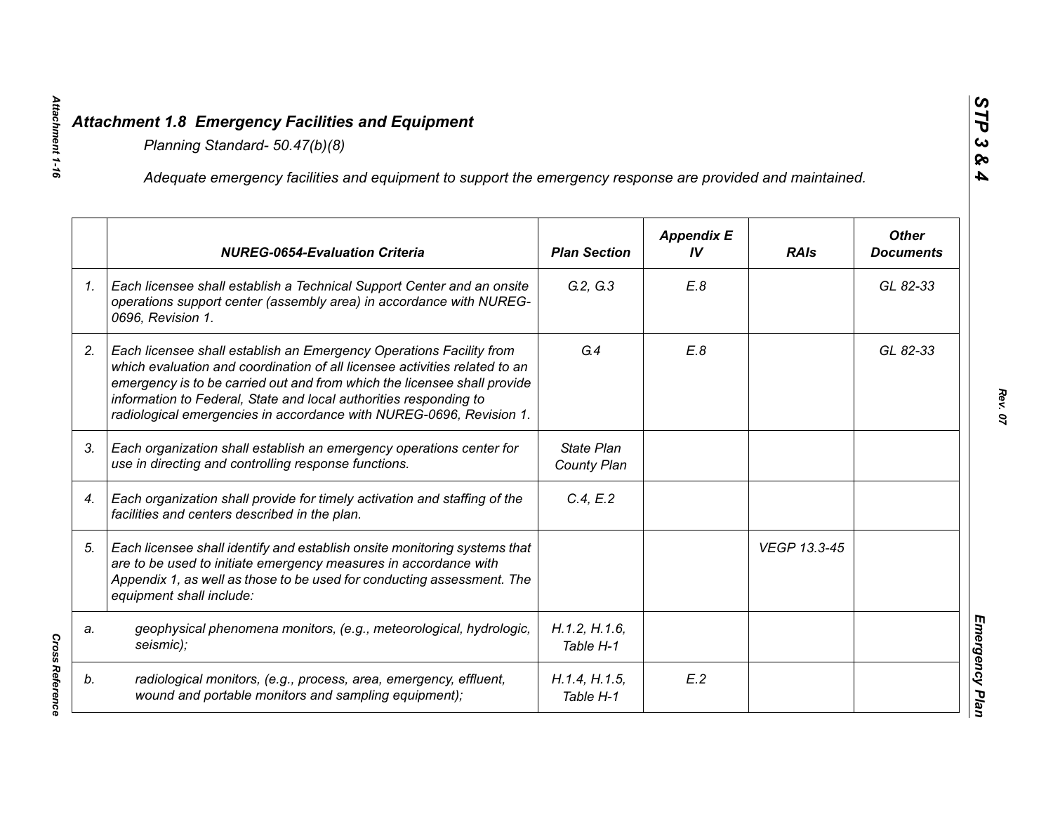## *Attachment 1.8 Emergency Facilities and Equipment*

*Planning Standard- 50.47(b)(8)*

*Adequate emergency facilities and equipment to support the emergency response are provided and maintained.*

| | *NUREG-0654-Evaluation Criteria* | *Plan Section* | *Appendix E IV* | *RAIs* | *Other Documents* |
|---|---|---|---|---|---|
| *1.* | *Each licensee shall establish a Technical Support Center and an onsite operations support center (assembly area) in accordance with NUREG-0696, Revision 1.* | *G.2, G.3* | *E.8* | | *GL 82-33* |
| *2.* | *Each licensee shall establish an Emergency Operations Facility from which evaluation and coordination of all licensee activities related to an emergency is to be carried out and from which the licensee shall provide information to Federal, State and local authorities responding to radiological emergencies in accordance with NUREG-0696, Revision 1.* | *G.4* | *E.8* | | *GL 82-33* |
| *3.* | *Each organization shall establish an emergency operations center for use in directing and controlling response functions.* | *State Plan County Plan* | | | |
| *4.* | *Each organization shall provide for timely activation and staffing of the facilities and centers described in the plan.* | *C.4, E.2* | | | |
| *5.* | *Each licensee shall identify and establish onsite monitoring systems that are to be used to initiate emergency measures in accordance with Appendix 1, as well as those to be used for conducting assessment. The equipment shall include:* | | | *VEGP 13.3-45* | |
| *a.* | *geophysical phenomena monitors, (e.g., meteorological, hydrologic, seismic);* | *H.1.2, H.1.6, Table H-1* | | | |
| *b.* | *radiological monitors, (e.g., process, area, emergency, effluent, wound and portable monitors and sampling equipment);* | *H.1.4, H.1.5, Table H-1* | *E.2* | | |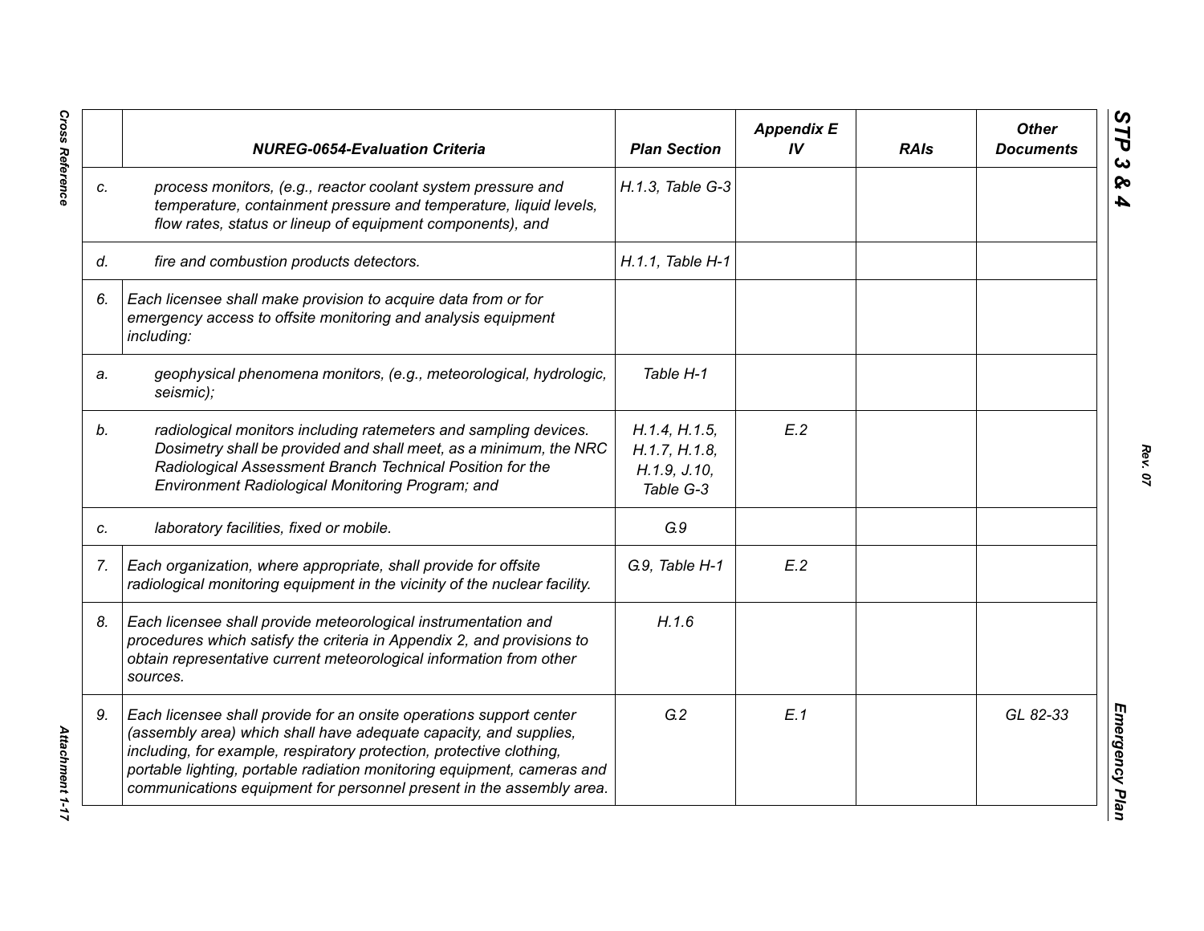| | NUREG-0654-Evaluation Criteria | Plan Section | Appendix E IV | RAIs | Other Documents |
|---|---|---|---|---|---|
| c. | *process monitors, (e.g., reactor coolant system pressure and temperature, containment pressure and temperature, liquid levels, flow rates, status or lineup of equipment components), and* | H.1.3, Table G-3 | | | |
| d. | *fire and combustion products detectors.* | H.1.1, Table H-1 | | | |
| 6. | *Each licensee shall make provision to acquire data from or for emergency access to offsite monitoring and analysis equipment including:* | | | | |
| a. | *geophysical phenomena monitors, (e.g., meteorological, hydrologic, seismic);* | Table H-1 | | | |
| b. | *radiological monitors including ratemeters and sampling devices. Dosimetry shall be provided and shall meet, as a minimum, the NRC Radiological Assessment Branch Technical Position for the Environment Radiological Monitoring Program; and* | H.1.4, H.1.5, H.1.7, H.1.8, H.1.9, J.10, Table G-3 | E.2 | | |
| c. | *laboratory facilities, fixed or mobile.* | G.9 | | | |
| 7. | *Each organization, where appropriate, shall provide for offsite radiological monitoring equipment in the vicinity of the nuclear facility.* | G.9, Table H-1 | E.2 | | |
| 8. | *Each licensee shall provide meteorological instrumentation and procedures which satisfy the criteria in Appendix 2, and provisions to obtain representative current meteorological information from other sources.* | H.1.6 | | | |
| 9. | *Each licensee shall provide for an onsite operations support center (assembly area) which shall have adequate capacity, and supplies, including, for example, respiratory protection, protective clothing, portable lighting, portable radiation monitoring equipment, cameras and communications equipment for personnel present in the assembly area.* | G.2 | E.1 | | GL 82-33 |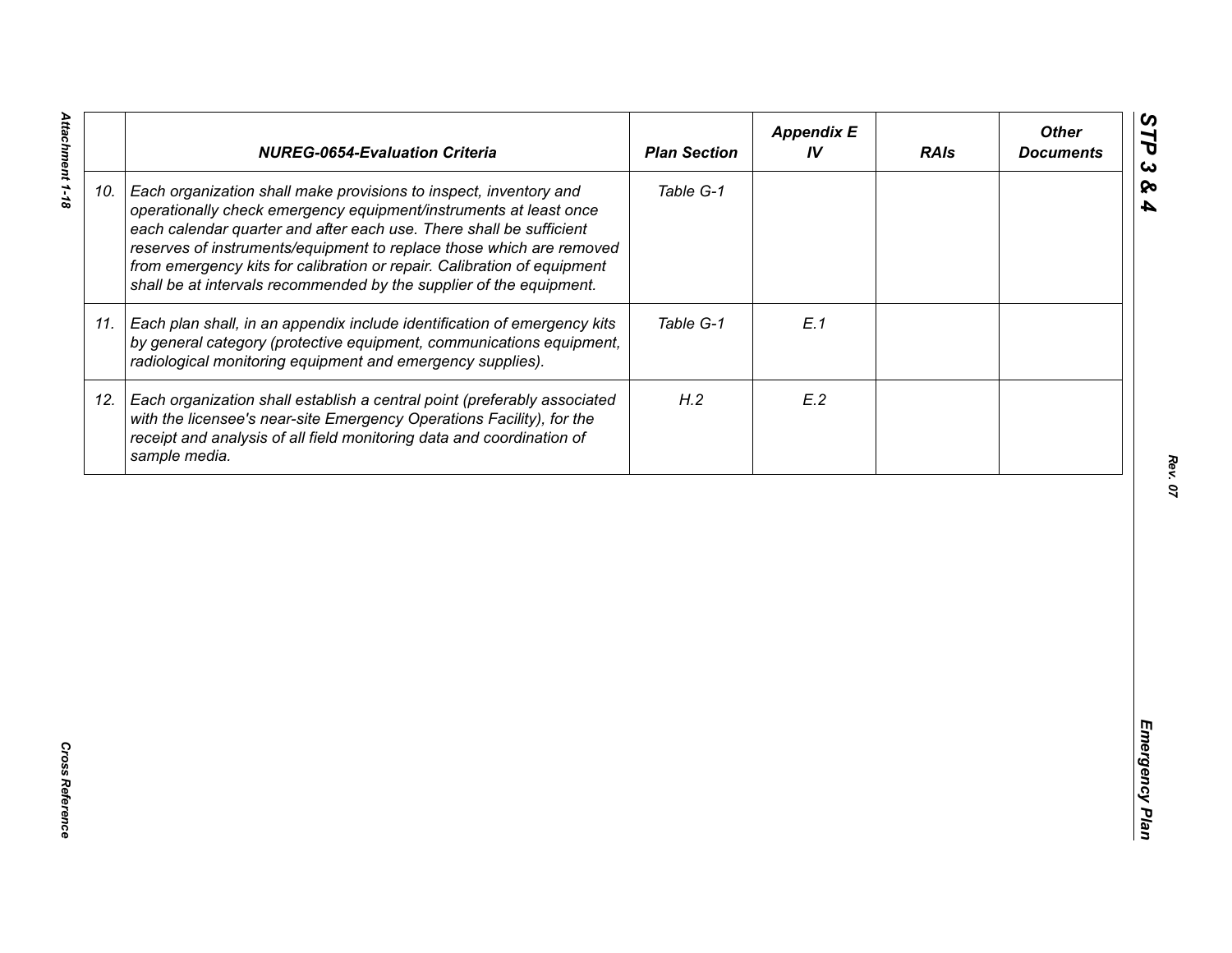|  | NUREG-0654-Evaluation Criteria | Plan Section | Appendix E IV | RAIs | Other Documents |
| --- | --- | --- | --- | --- | --- |
| 10. | *Each organization shall make provisions to inspect, inventory and operationally check emergency equipment/instruments at least once each calendar quarter and after each use. There shall be sufficient reserves of instruments/equipment to replace those which are removed from emergency kits for calibration or repair. Calibration of equipment shall be at intervals recommended by the supplier of the equipment.* | *Table G-1* |  |  |  |
| 11. | *Each plan shall, in an appendix include identification of emergency kits by general category (protective equipment, communications equipment, radiological monitoring equipment and emergency supplies).* | *Table G-1* | *E.1* |  |  |
| 12. | *Each organization shall establish a central point (preferably associated with the licensee's near-site Emergency Operations Facility), for the receipt and analysis of all field monitoring data and coordination of sample media.* | *H.2* | *E.2* |  |  |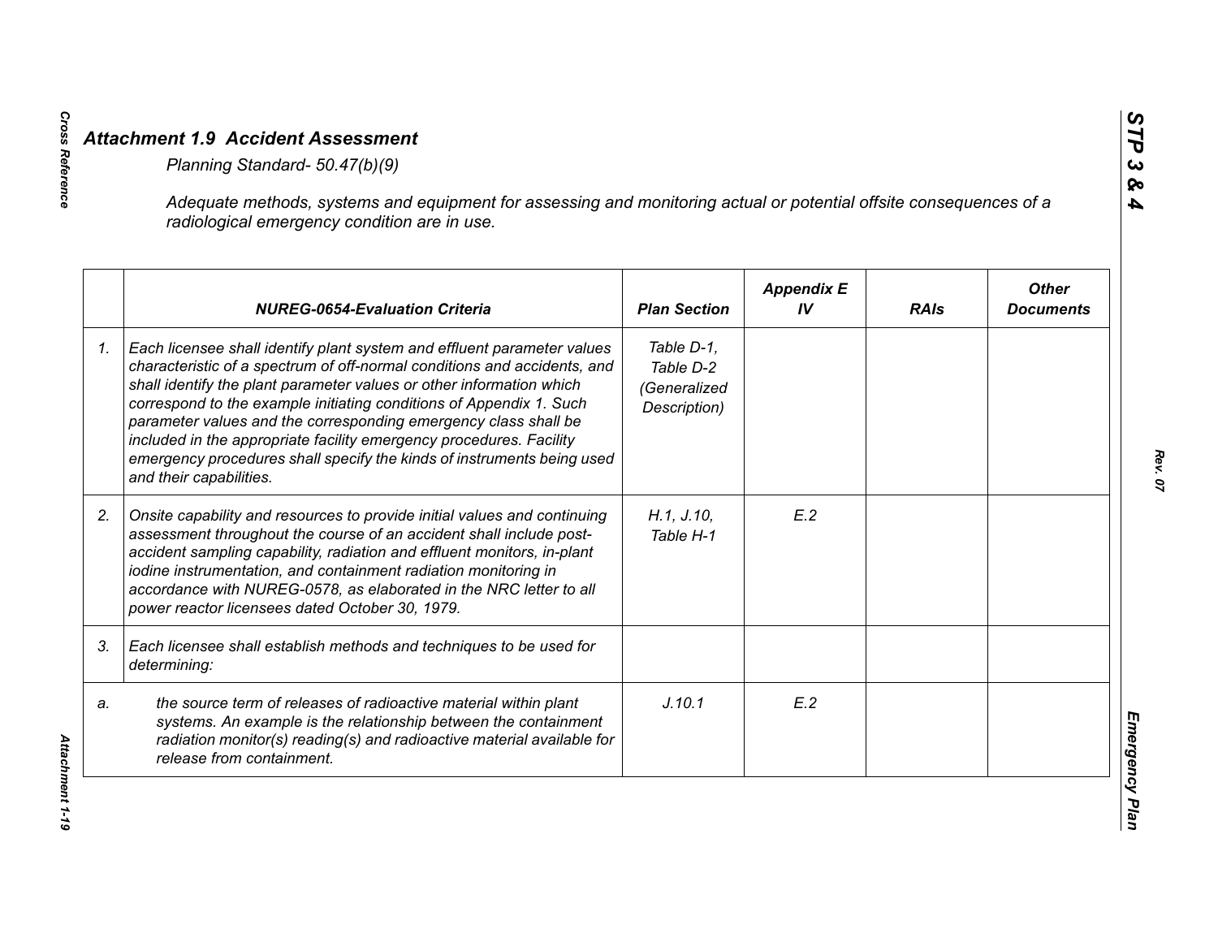## *Attachment 1.9 Accident Assessment*

*Planning Standard- 50.47(b)(9)*

*Adequate methods, systems and equipment for assessing and monitoring actual or potential offsite consequences of a radiological emergency condition are in use.*

| | NUREG-0654-Evaluation Criteria | Plan Section | Appendix E IV | RAIs | Other Documents |
|---|---|---|---|---|---|
| 1. | *Each licensee shall identify plant system and effluent parameter values characteristic of a spectrum of off-normal conditions and accidents, and shall identify the plant parameter values or other information which correspond to the example initiating conditions of Appendix 1. Such parameter values and the corresponding emergency class shall be included in the appropriate facility emergency procedures. Facility emergency procedures shall specify the kinds of instruments being used and their capabilities.* | *Table D-1, Table D-2 (Generalized Description)* | | | |
| 2. | *Onsite capability and resources to provide initial values and continuing assessment throughout the course of an accident shall include post-accident sampling capability, radiation and effluent monitors, in-plant iodine instrumentation, and containment radiation monitoring in accordance with NUREG-0578, as elaborated in the NRC letter to all power reactor licensees dated October 30, 1979.* | *H.1, J.10, Table H-1* | *E.2* | | |
| 3. | *Each licensee shall establish methods and techniques to be used for determining:* | | | | |
| a. | *the source term of releases of radioactive material within plant systems. An example is the relationship between the containment radiation monitor(s) reading(s) and radioactive material available for release from containment.* | *J.10.1* | *E.2* | | |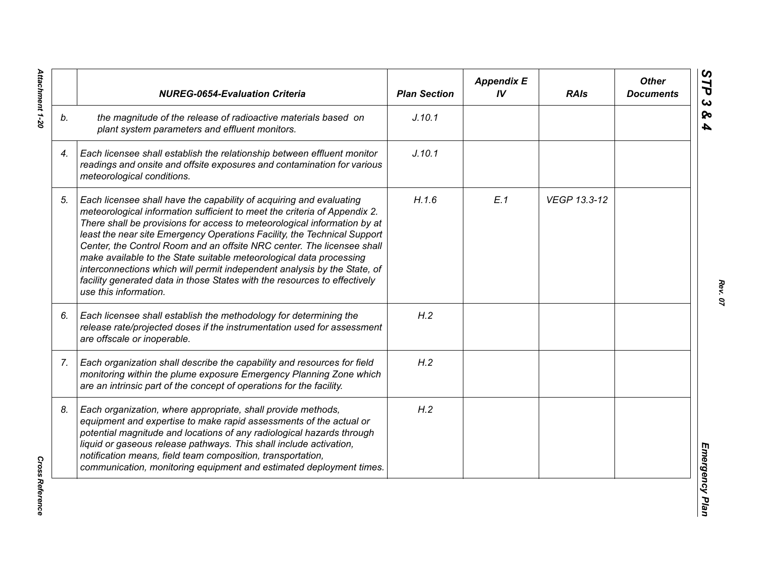| | NUREG-0654-Evaluation Criteria | Plan Section | Appendix E IV | RAIs | Other Documents |
|---|---|---|---|---|---|
| b. | the magnitude of the release of radioactive materials based on plant system parameters and effluent monitors. | J.10.1 | | | |
| 4. | Each licensee shall establish the relationship between effluent monitor readings and onsite and offsite exposures and contamination for various meteorological conditions. | J.10.1 | | | |
| 5. | Each licensee shall have the capability of acquiring and evaluating meteorological information sufficient to meet the criteria of Appendix 2. There shall be provisions for access to meteorological information by at least the near site Emergency Operations Facility, the Technical Support Center, the Control Room and an offsite NRC center. The licensee shall make available to the State suitable meteorological data processing interconnections which will permit independent analysis by the State, of facility generated data in those States with the resources to effectively use this information. | H.1.6 | E.1 | VEGP 13.3-12 | |
| 6. | Each licensee shall establish the methodology for determining the release rate/projected doses if the instrumentation used for assessment are offscale or inoperable. | H.2 | | | |
| 7. | Each organization shall describe the capability and resources for field monitoring within the plume exposure Emergency Planning Zone which are an intrinsic part of the concept of operations for the facility. | H.2 | | | |
| 8. | Each organization, where appropriate, shall provide methods, equipment and expertise to make rapid assessments of the actual or potential magnitude and locations of any radiological hazards through liquid or gaseous release pathways. This shall include activation, notification means, field team composition, transportation, communication, monitoring equipment and estimated deployment times. | H.2 | | | |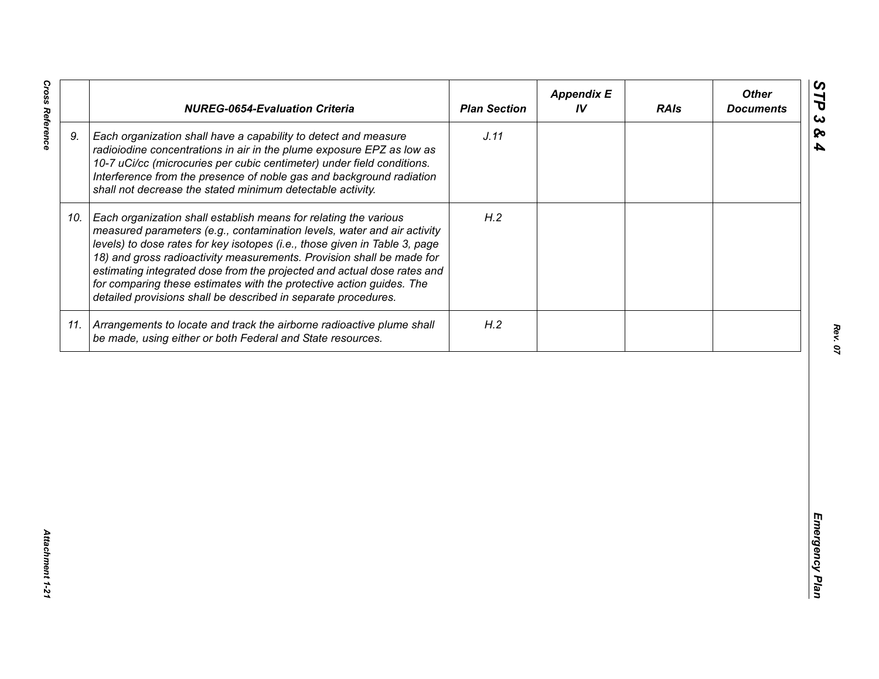| | NUREG-0654-Evaluation Criteria | Plan Section | Appendix E IV | RAIs | Other Documents |
|---|---|---|---|---|---|
| 9. | *Each organization shall have a capability to detect and measure radioiodine concentrations in air in the plume exposure EPZ as low as 10-7 uCi/cc (microcuries per cubic centimeter) under field conditions. Interference from the presence of noble gas and background radiation shall not decrease the stated minimum detectable activity.* | J.11 | | | |
| 10. | *Each organization shall establish means for relating the various measured parameters (e.g., contamination levels, water and air activity levels) to dose rates for key isotopes (i.e., those given in Table 3, page 18) and gross radioactivity measurements. Provision shall be made for estimating integrated dose from the projected and actual dose rates and for comparing these estimates with the protective action guides. The detailed provisions shall be described in separate procedures.* | H.2 | | | |
| 11. | *Arrangements to locate and track the airborne radioactive plume shall be made, using either or both Federal and State resources.* | H.2 | | | |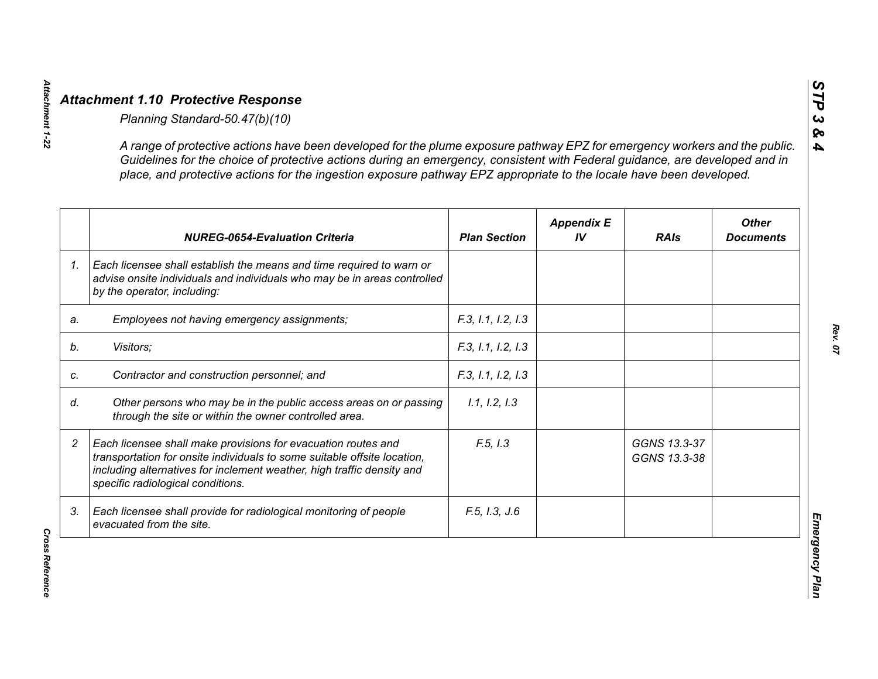## *Attachment 1.10 Protective Response*

*Planning Standard-50.47(b)(10)*

*A range of protective actions have been developed for the plume exposure pathway EPZ for emergency workers and the public. Guidelines for the choice of protective actions during an emergency, consistent with Federal guidance, are developed and in place, and protective actions for the ingestion exposure pathway EPZ appropriate to the locale have been developed.*

| | NUREG-0654-Evaluation Criteria | Plan Section | Appendix E IV | RAIs | Other Documents |
|---|---|---|---|---|---|
| 1. | Each licensee shall establish the means and time required to warn or advise onsite individuals and individuals who may be in areas controlled by the operator, including: | | | | |
| a. | Employees not having emergency assignments; | F.3, I.1, I.2, I.3 | | | |
| b. | Visitors; | F.3, I.1, I.2, I.3 | | | |
| c. | Contractor and construction personnel; and | F.3, I.1, I.2, I.3 | | | |
| d. | Other persons who may be in the public access areas on or passing through the site or within the owner controlled area. | I.1, I.2, I.3 | | | |
| 2 | Each licensee shall make provisions for evacuation routes and transportation for onsite individuals to some suitable offsite location, including alternatives for inclement weather, high traffic density and specific radiological conditions. | F.5, I.3 | | GGNS 13.3-37<br>GGNS 13.3-38 | |
| 3. | Each licensee shall provide for radiological monitoring of people evacuated from the site. | F.5, I.3, J.6 | | | |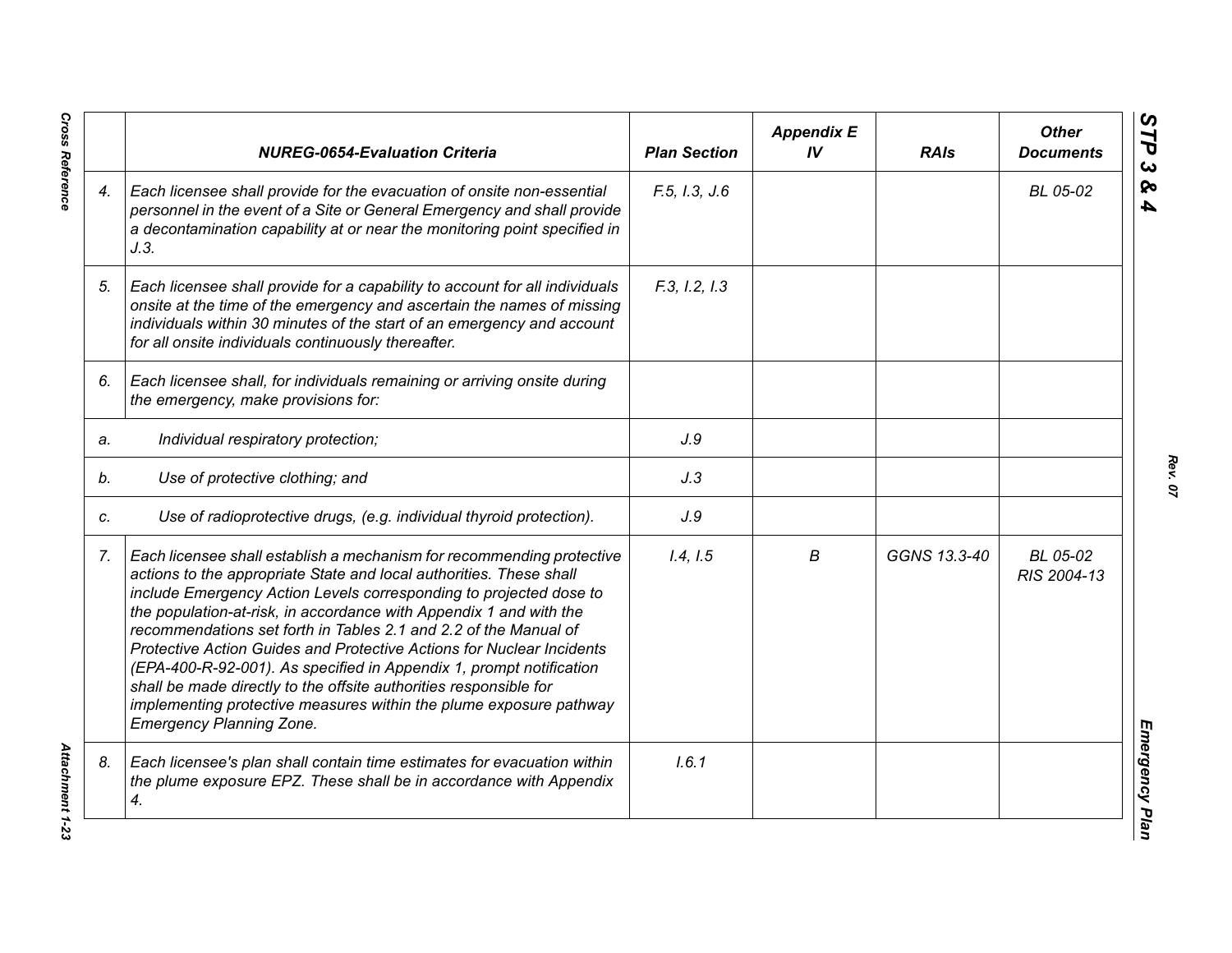|  | NUREG-0654-Evaluation Criteria | Plan Section | Appendix E IV | RAIs | Other Documents |
|---|---|---|---|---|---|
| 4. | *Each licensee shall provide for the evacuation of onsite non-essential personnel in the event of a Site or General Emergency and shall provide a decontamination capability at or near the monitoring point specified in J.3.* | F.5, I.3, J.6 |  |  | BL 05-02 |
| 5. | *Each licensee shall provide for a capability to account for all individuals onsite at the time of the emergency and ascertain the names of missing individuals within 30 minutes of the start of an emergency and account for all onsite individuals continuously thereafter.* | F.3, I.2, I.3 |  |  |  |
| 6. | *Each licensee shall, for individuals remaining or arriving onsite during the emergency, make provisions for:* |  |  |  |  |
| a. | *Individual respiratory protection;* | J.9 |  |  |  |
| b. | *Use of protective clothing; and* | J.3 |  |  |  |
| c. | *Use of radioprotective drugs, (e.g. individual thyroid protection).* | J.9 |  |  |  |
| 7. | *Each licensee shall establish a mechanism for recommending protective actions to the appropriate State and local authorities. These shall include Emergency Action Levels corresponding to projected dose to the population-at-risk, in accordance with Appendix 1 and with the recommendations set forth in Tables 2.1 and 2.2 of the Manual of Protective Action Guides and Protective Actions for Nuclear Incidents (EPA-400-R-92-001). As specified in Appendix 1, prompt notification shall be made directly to the offsite authorities responsible for implementing protective measures within the plume exposure pathway Emergency Planning Zone.* | I.4, I.5 | B | GGNS 13.3-40 | BL 05-02 RIS 2004-13 |
| 8. | *Each licensee's plan shall contain time estimates for evacuation within the plume exposure EPZ. These shall be in accordance with Appendix 4.* | I.6.1 |  |  |  |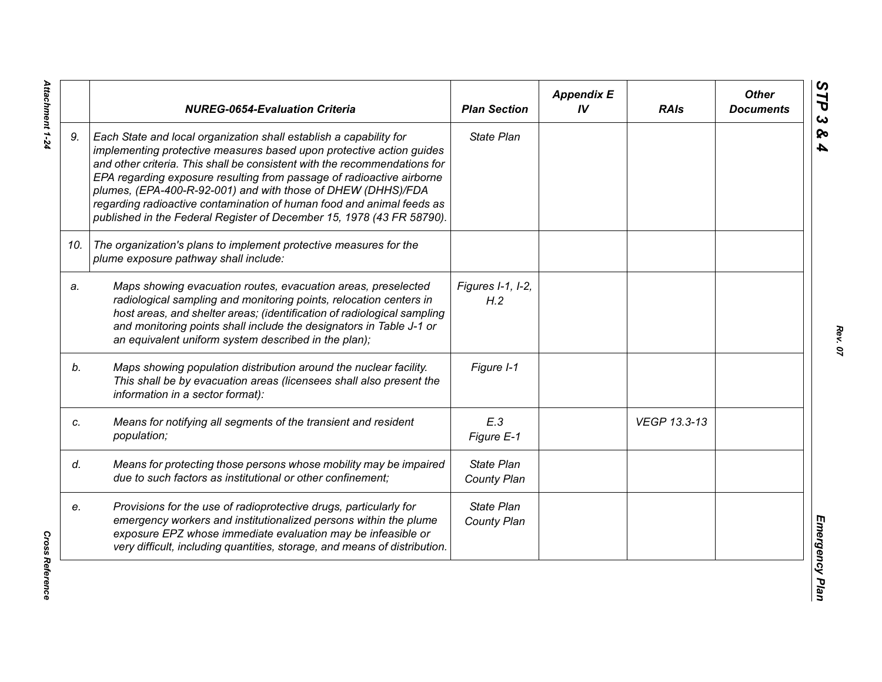| | NUREG-0654-Evaluation Criteria | Plan Section | Appendix E IV | RAIs | Other Documents |
|---|---|---|---|---|---|
| 9. | *Each State and local organization shall establish a capability for implementing protective measures based upon protective action guides and other criteria. This shall be consistent with the recommendations for EPA regarding exposure resulting from passage of radioactive airborne plumes, (EPA-400-R-92-001) and with those of DHEW (DHHS)/FDA regarding radioactive contamination of human food and animal feeds as published in the Federal Register of December 15, 1978 (43 FR 58790).* | *State Plan* | | | |
| 10. | *The organization's plans to implement protective measures for the plume exposure pathway shall include:* | | | | |
| a. | *Maps showing evacuation routes, evacuation areas, preselected radiological sampling and monitoring points, relocation centers in host areas, and shelter areas; (identification of radiological sampling and monitoring points shall include the designators in Table J-1 or an equivalent uniform system described in the plan);* | *Figures I-1, I-2, H.2* | | | |
| b. | *Maps showing population distribution around the nuclear facility. This shall be by evacuation areas (licensees shall also present the information in a sector format):* | *Figure I-1* | | | |
| c. | *Means for notifying all segments of the transient and resident population;* | *E.3 Figure E-1* | | *VEGP 13.3-13* | |
| d. | *Means for protecting those persons whose mobility may be impaired due to such factors as institutional or other confinement;* | *State Plan County Plan* | | | |
| e. | *Provisions for the use of radioprotective drugs, particularly for emergency workers and institutionalized persons within the plume exposure EPZ whose immediate evaluation may be infeasible or very difficult, including quantities, storage, and means of distribution.* | *State Plan County Plan* | | | |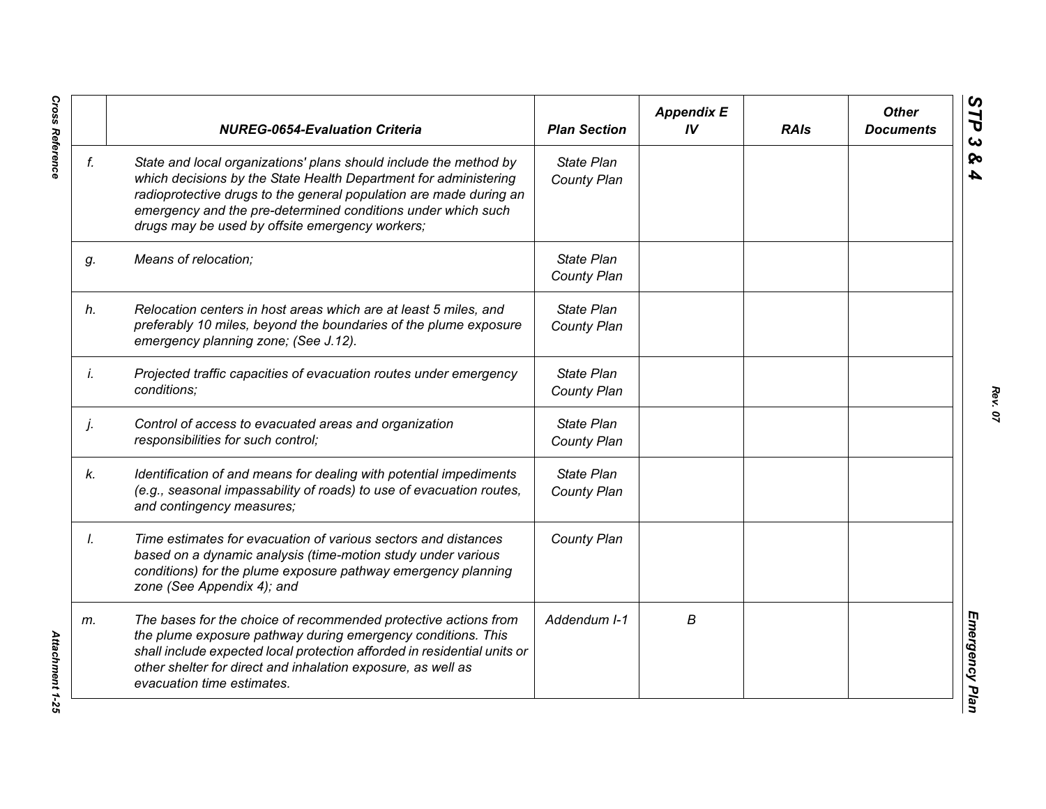| | NUREG-0654-Evaluation Criteria | Plan Section | Appendix E IV | RAIs | Other Documents |
|---|---|---|---|---|---|
| f. | *State and local organizations' plans should include the method by which decisions by the State Health Department for administering radioprotective drugs to the general population are made during an emergency and the pre-determined conditions under which such drugs may be used by offsite emergency workers;* | *State Plan County Plan* | | | |
| g. | *Means of relocation;* | *State Plan County Plan* | | | |
| h. | *Relocation centers in host areas which are at least 5 miles, and preferably 10 miles, beyond the boundaries of the plume exposure emergency planning zone; (See J.12).* | *State Plan County Plan* | | | |
| i. | *Projected traffic capacities of evacuation routes under emergency conditions;* | *State Plan County Plan* | | | |
| j. | *Control of access to evacuated areas and organization responsibilities for such control;* | *State Plan County Plan* | | | |
| k. | *Identification of and means for dealing with potential impediments (e.g., seasonal impassability of roads) to use of evacuation routes, and contingency measures;* | *State Plan County Plan* | | | |
| l. | *Time estimates for evacuation of various sectors and distances based on a dynamic analysis (time-motion study under various conditions) for the plume exposure pathway emergency planning zone (See Appendix 4); and* | *County Plan* | | | |
| m. | *The bases for the choice of recommended protective actions from the plume exposure pathway during emergency conditions. This shall include expected local protection afforded in residential units or other shelter for direct and inhalation exposure, as well as evacuation time estimates.* | *Addendum I-1* | *B* | | |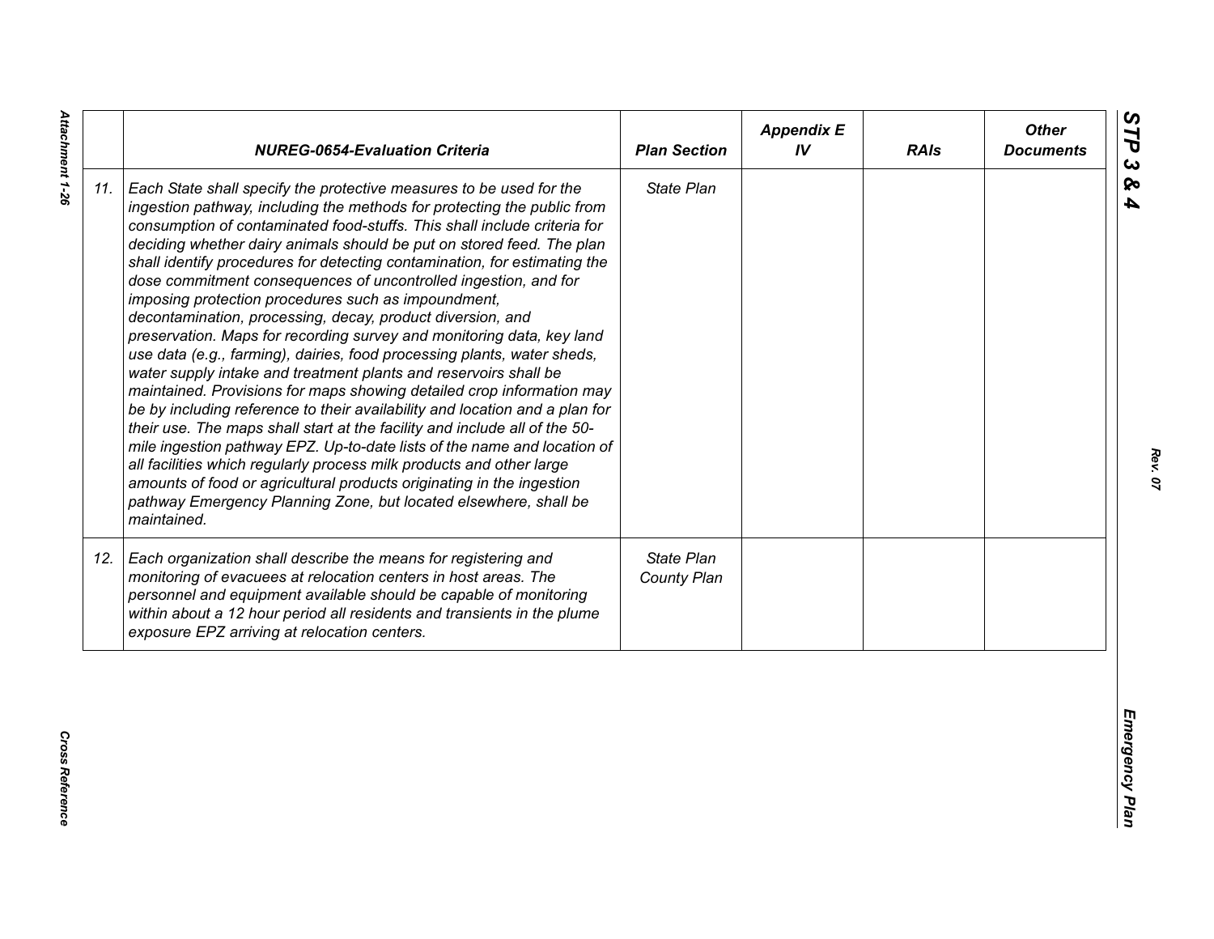| | *NUREG-0654-Evaluation Criteria* | *Plan Section* | *Appendix E IV* | *RAIs* | *Other Documents* |
|---|---|---|---|---|---|
| *11.* | *Each State shall specify the protective measures to be used for the ingestion pathway, including the methods for protecting the public from consumption of contaminated food-stuffs. This shall include criteria for deciding whether dairy animals should be put on stored feed. The plan shall identify procedures for detecting contamination, for estimating the dose commitment consequences of uncontrolled ingestion, and for imposing protection procedures such as impoundment, decontamination, processing, decay, product diversion, and preservation. Maps for recording survey and monitoring data, key land use data (e.g., farming), dairies, food processing plants, water sheds, water supply intake and treatment plants and reservoirs shall be maintained. Provisions for maps showing detailed crop information may be by including reference to their availability and location and a plan for their use. The maps shall start at the facility and include all of the 50-mile ingestion pathway EPZ. Up-to-date lists of the name and location of all facilities which regularly process milk products and other large amounts of food or agricultural products originating in the ingestion pathway Emergency Planning Zone, but located elsewhere, shall be maintained.* | *State Plan* | | | |
| *12.* | *Each organization shall describe the means for registering and monitoring of evacuees at relocation centers in host areas. The personnel and equipment available should be capable of monitoring within about a 12 hour period all residents and transients in the plume exposure EPZ arriving at relocation centers.* | *State Plan County Plan* | | | |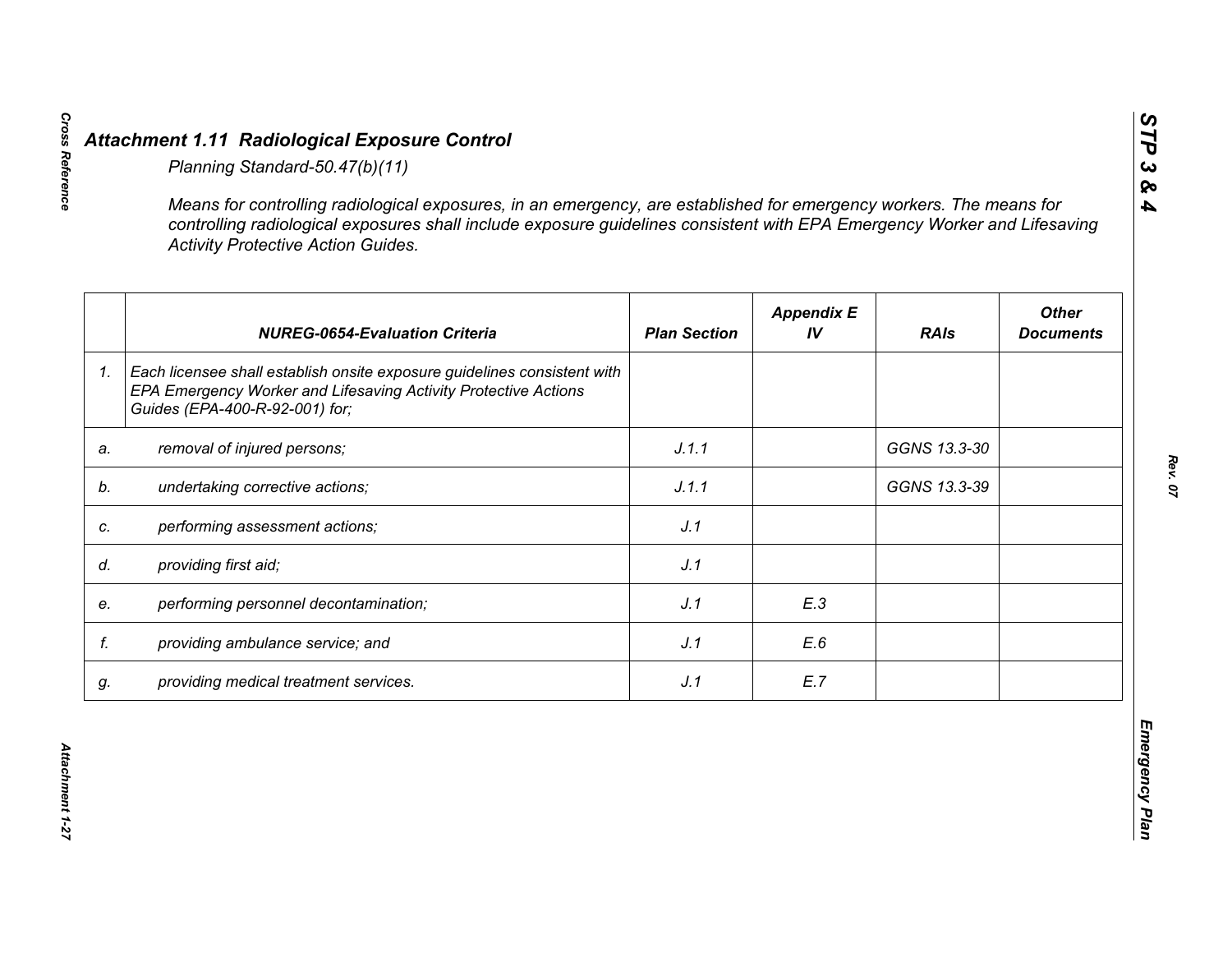## *Attachment 1.11 Radiological Exposure Control*

*Planning Standard-50.47(b)(11)*

*Means for controlling radiological exposures, in an emergency, are established for emergency workers. The means for controlling radiological exposures shall include exposure guidelines consistent with EPA Emergency Worker and Lifesaving Activity Protective Action Guides.*

| | NUREG-0654-Evaluation Criteria | Plan Section | Appendix E IV | RAIs | Other Documents |
|---|---|---|---|---|---|
| 1. | *Each licensee shall establish onsite exposure guidelines consistent with EPA Emergency Worker and Lifesaving Activity Protective Actions Guides (EPA-400-R-92-001) for;* | | | | |
| a. | *removal of injured persons;* | J.1.1 | | GGNS 13.3-30 | |
| b. | *undertaking corrective actions;* | J.1.1 | | GGNS 13.3-39 | |
| c. | *performing assessment actions;* | J.1 | | | |
| d. | *providing first aid;* | J.1 | | | |
| e. | *performing personnel decontamination;* | J.1 | E.3 | | |
| f. | *providing ambulance service; and* | J.1 | E.6 | | |
| g. | *providing medical treatment services.* | J.1 | E.7 | | |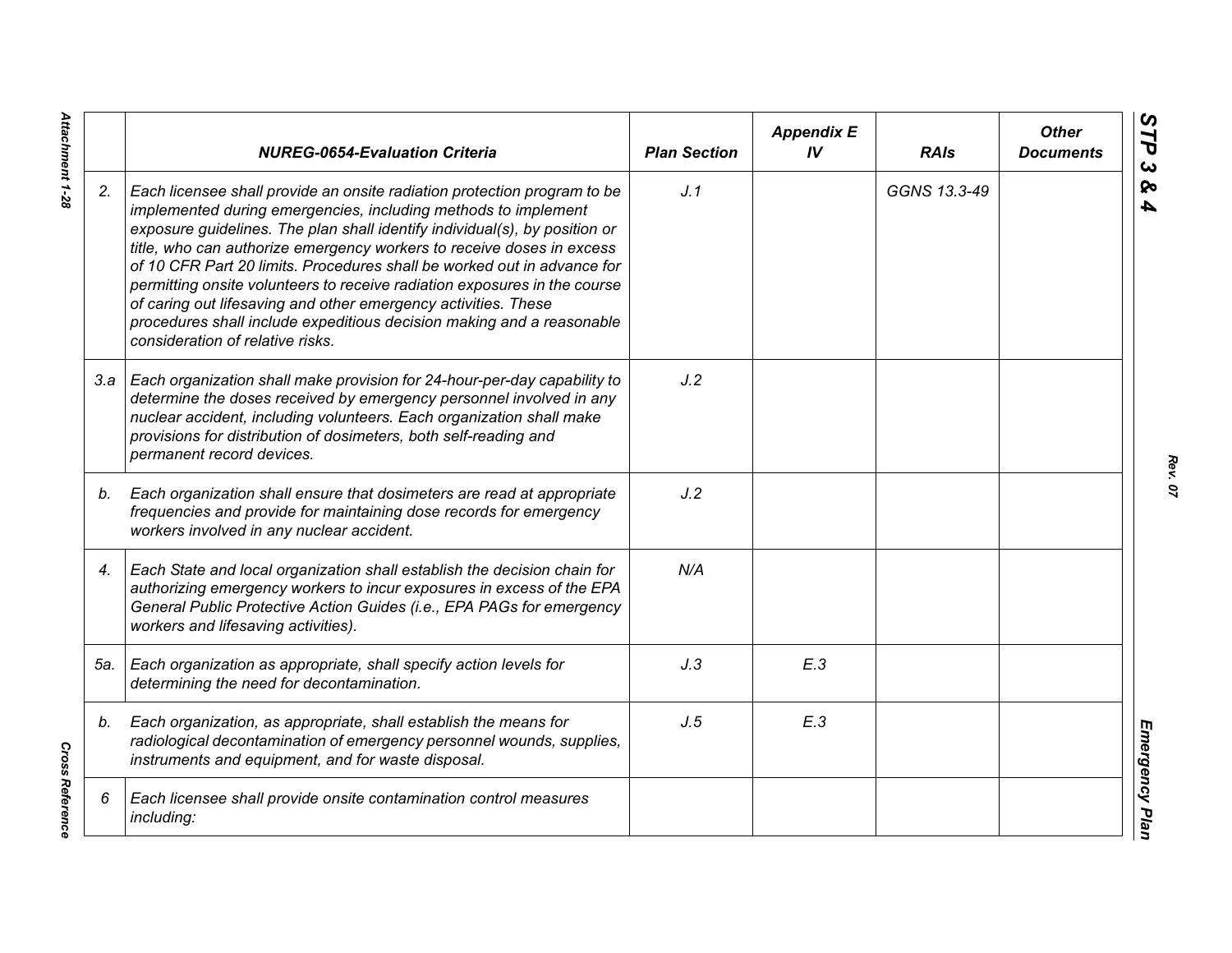| | NUREG-0654-Evaluation Criteria | Plan Section | Appendix E IV | RAIs | Other Documents |
|---|---|---|---|---|---|
| 2. | *Each licensee shall provide an onsite radiation protection program to be implemented during emergencies, including methods to implement exposure guidelines. The plan shall identify individual(s), by position or title, who can authorize emergency workers to receive doses in excess of 10 CFR Part 20 limits. Procedures shall be worked out in advance for permitting onsite volunteers to receive radiation exposures in the course of caring out lifesaving and other emergency activities. These procedures shall include expeditious decision making and a reasonable consideration of relative risks.* | J.1 | | GGNS 13.3-49 | |
| 3.a | *Each organization shall make provision for 24-hour-per-day capability to determine the doses received by emergency personnel involved in any nuclear accident, including volunteers. Each organization shall make provisions for distribution of dosimeters, both self-reading and permanent record devices.* | J.2 | | | |
| b. | *Each organization shall ensure that dosimeters are read at appropriate frequencies and provide for maintaining dose records for emergency workers involved in any nuclear accident.* | J.2 | | | |
| 4. | *Each State and local organization shall establish the decision chain for authorizing emergency workers to incur exposures in excess of the EPA General Public Protective Action Guides (i.e., EPA PAGs for emergency workers and lifesaving activities).* | N/A | | | |
| 5a. | *Each organization as appropriate, shall specify action levels for determining the need for decontamination.* | J.3 | E.3 | | |
| b. | *Each organization, as appropriate, shall establish the means for radiological decontamination of emergency personnel wounds, supplies, instruments and equipment, and for waste disposal.* | J.5 | E.3 | | |
| 6 | *Each licensee shall provide onsite contamination control measures including:* | | | | |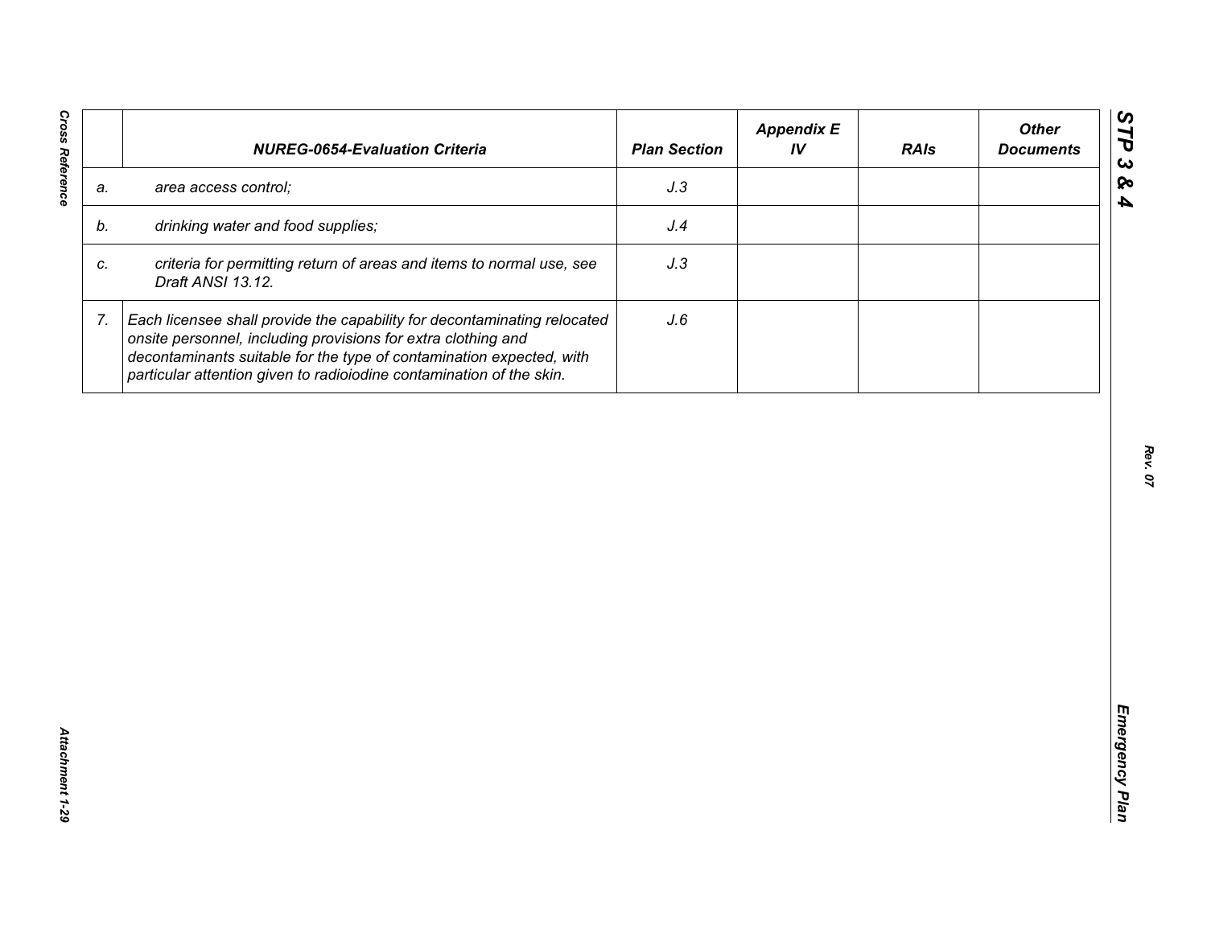| | *NUREG-0654-Evaluation Criteria* | *Plan Section* | *Appendix E IV* | *RAIs* | *Other Documents* |
|---|---|---|---|---|---|
| *a.* | *area access control;* | *J.3* | | | |
| *b.* | *drinking water and food supplies;* | *J.4* | | | |
| *c.* | *criteria for permitting return of areas and items to normal use, see Draft ANSI 13.12.* | *J.3* | | | |
| *7.* | *Each licensee shall provide the capability for decontaminating relocated onsite personnel, including provisions for extra clothing and decontaminants suitable for the type of contamination expected, with particular attention given to radioiodine contamination of the skin.* | *J.6* | | | |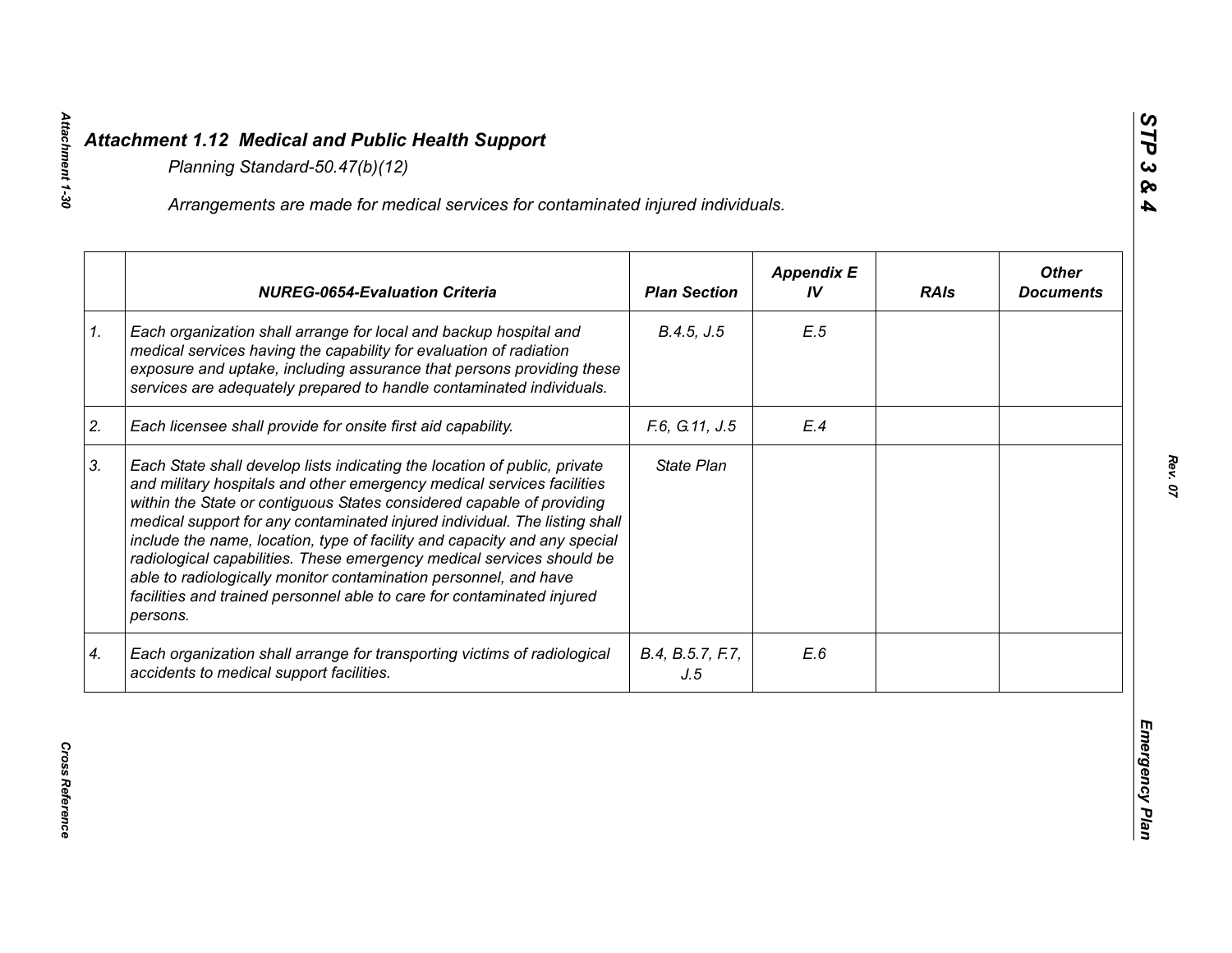## *Attachment 1.12 Medical and Public Health Support*

*Planning Standard-50.47(b)(12)*

*Arrangements are made for medical services for contaminated injured individuals.*

| | NUREG-0654-Evaluation Criteria | Plan Section | Appendix E IV | RAIs | Other Documents |
|---|---|---|---|---|---|
| 1. | *Each organization shall arrange for local and backup hospital and medical services having the capability for evaluation of radiation exposure and uptake, including assurance that persons providing these services are adequately prepared to handle contaminated individuals.* | *B.4.5, J.5* | *E.5* | | |
| 2. | *Each licensee shall provide for onsite first aid capability.* | *F.6, G.11, J.5* | *E.4* | | |
| 3. | *Each State shall develop lists indicating the location of public, private and military hospitals and other emergency medical services facilities within the State or contiguous States considered capable of providing medical support for any contaminated injured individual. The listing shall include the name, location, type of facility and capacity and any special radiological capabilities. These emergency medical services should be able to radiologically monitor contamination personnel, and have facilities and trained personnel able to care for contaminated injured persons.* | *State Plan* | | | |
| 4. | *Each organization shall arrange for transporting victims of radiological accidents to medical support facilities.* | *B.4, B.5.7, F.7, J.5* | *E.6* | | |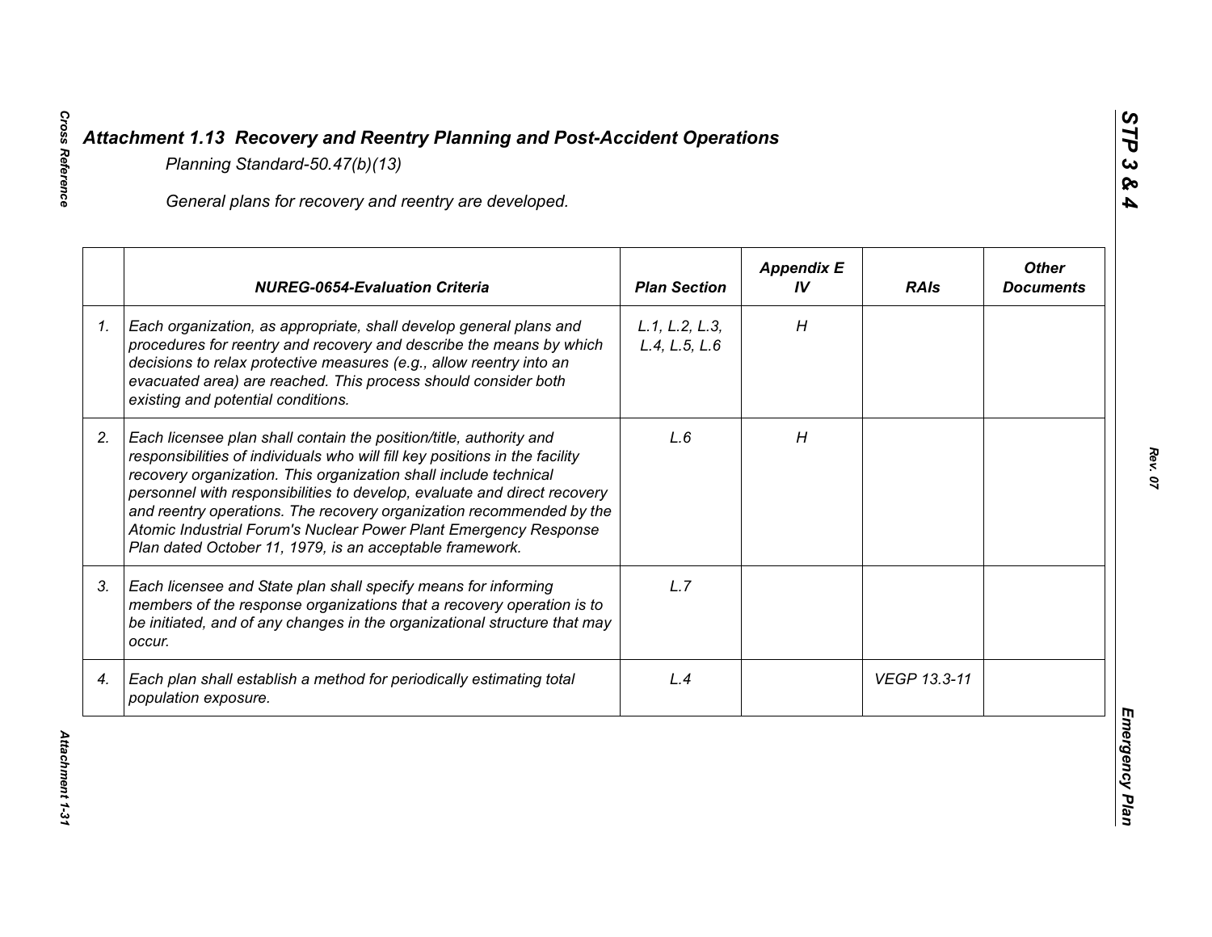## *Attachment 1.13 Recovery and Reentry Planning and Post-Accident Operations*

*Planning Standard-50.47(b)(13)*

*General plans for recovery and reentry are developed.*

| | *NUREG-0654-Evaluation Criteria* | *Plan Section* | *Appendix E IV* | *RAIs* | *Other Documents* |
|---|---|---|---|---|---|
| *1.* | *Each organization, as appropriate, shall develop general plans and procedures for reentry and recovery and describe the means by which decisions to relax protective measures (e.g., allow reentry into an evacuated area) are reached. This process should consider both existing and potential conditions.* | *L.1, L.2, L.3, L.4, L.5, L.6* | *H* | | |
| *2.* | *Each licensee plan shall contain the position/title, authority and responsibilities of individuals who will fill key positions in the facility recovery organization. This organization shall include technical personnel with responsibilities to develop, evaluate and direct recovery and reentry operations. The recovery organization recommended by the Atomic Industrial Forum's Nuclear Power Plant Emergency Response Plan dated October 11, 1979, is an acceptable framework.* | *L.6* | *H* | | |
| *3.* | *Each licensee and State plan shall specify means for informing members of the response organizations that a recovery operation is to be initiated, and of any changes in the organizational structure that may occur.* | *L.7* | | | |
| *4.* | *Each plan shall establish a method for periodically estimating total population exposure.* | *L.4* | | *VEGP 13.3-11* | |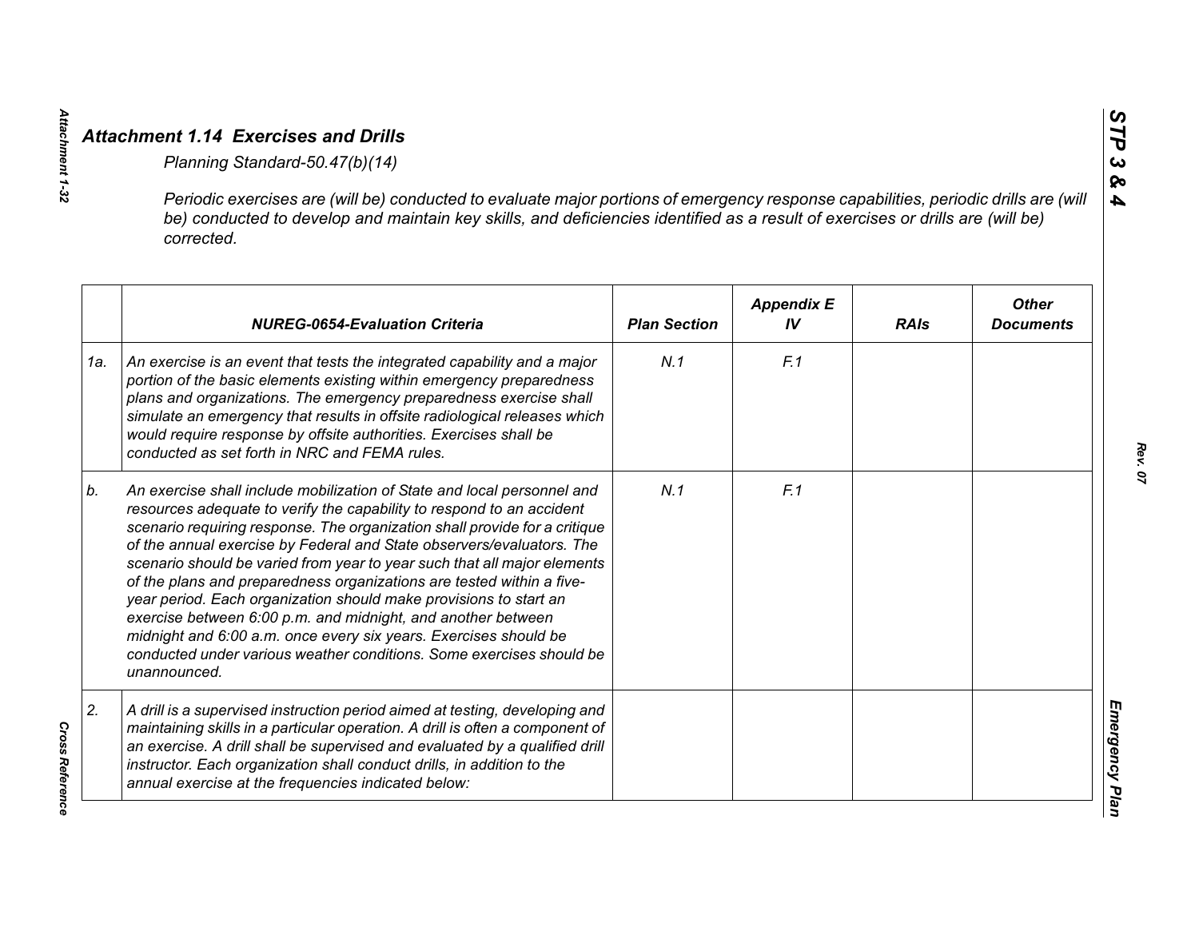## Attachment 1.14 Exercises and Drills

*Planning Standard-50.47(b)(14)*

*Periodic exercises are (will be) conducted to evaluate major portions of emergency response capabilities, periodic drills are (will be) conducted to develop and maintain key skills, and deficiencies identified as a result of exercises or drills are (will be) corrected.*

| | NUREG-0654-Evaluation Criteria | Plan Section | Appendix E IV | RAIs | Other Documents |
|---|---|---|---|---|---|
| 1a. | An exercise is an event that tests the integrated capability and a major portion of the basic elements existing within emergency preparedness plans and organizations. The emergency preparedness exercise shall simulate an emergency that results in offsite radiological releases which would require response by offsite authorities. Exercises shall be conducted as set forth in NRC and FEMA rules. | N.1 | F.1 | | |
| b. | An exercise shall include mobilization of State and local personnel and resources adequate to verify the capability to respond to an accident scenario requiring response. The organization shall provide for a critique of the annual exercise by Federal and State observers/evaluators. The scenario should be varied from year to year such that all major elements of the plans and preparedness organizations are tested within a five-year period. Each organization should make provisions to start an exercise between 6:00 p.m. and midnight, and another between midnight and 6:00 a.m. once every six years. Exercises should be conducted under various weather conditions. Some exercises should be unannounced. | N.1 | F.1 | | |
| 2. | A drill is a supervised instruction period aimed at testing, developing and maintaining skills in a particular operation. A drill is often a component of an exercise. A drill shall be supervised and evaluated by a qualified drill instructor. Each organization shall conduct drills, in addition to the annual exercise at the frequencies indicated below: | | | | |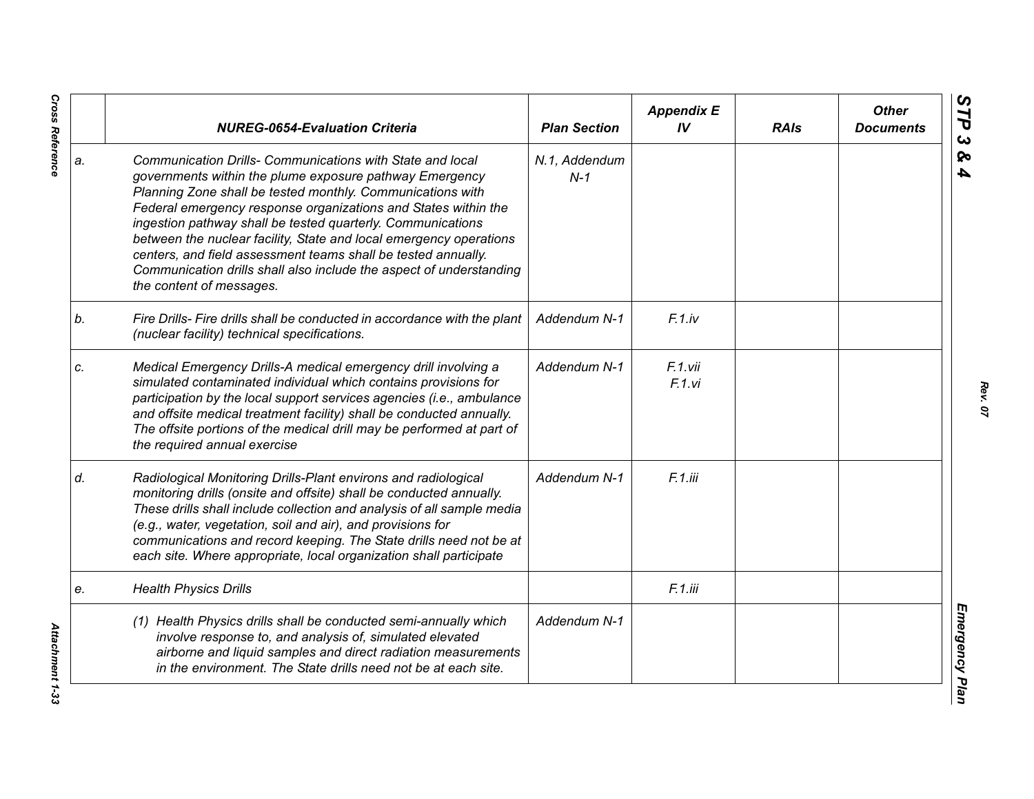| | NUREG-0654-Evaluation Criteria | Plan Section | Appendix E IV | RAIs | Other Documents |
|---|---|---|---|---|---|
| a. | *Communication Drills- Communications with State and local governments within the plume exposure pathway Emergency Planning Zone shall be tested monthly. Communications with Federal emergency response organizations and States within the ingestion pathway shall be tested quarterly. Communications between the nuclear facility, State and local emergency operations centers, and field assessment teams shall be tested annually. Communication drills shall also include the aspect of understanding the content of messages.* | N.1, Addendum N-1 | | | |
| b. | *Fire Drills- Fire drills shall be conducted in accordance with the plant (nuclear facility) technical specifications.* | Addendum N-1 | F.1.iv | | |
| c. | *Medical Emergency Drills-A medical emergency drill involving a simulated contaminated individual which contains provisions for participation by the local support services agencies (i.e., ambulance and offsite medical treatment facility) shall be conducted annually. The offsite portions of the medical drill may be performed at part of the required annual exercise* | Addendum N-1 | F.1.vii<br>F.1.vi | | |
| d. | *Radiological Monitoring Drills-Plant environs and radiological monitoring drills (onsite and offsite) shall be conducted annually. These drills shall include collection and analysis of all sample media (e.g., water, vegetation, soil and air), and provisions for communications and record keeping. The State drills need not be at each site. Where appropriate, local organization shall participate* | Addendum N-1 | F.1.iii | | |
| e. | *Health Physics Drills* | | F.1.iii | | |
| | *(1) Health Physics drills shall be conducted semi-annually which involve response to, and analysis of, simulated elevated airborne and liquid samples and direct radiation measurements in the environment. The State drills need not be at each site.* | Addendum N-1 | | | |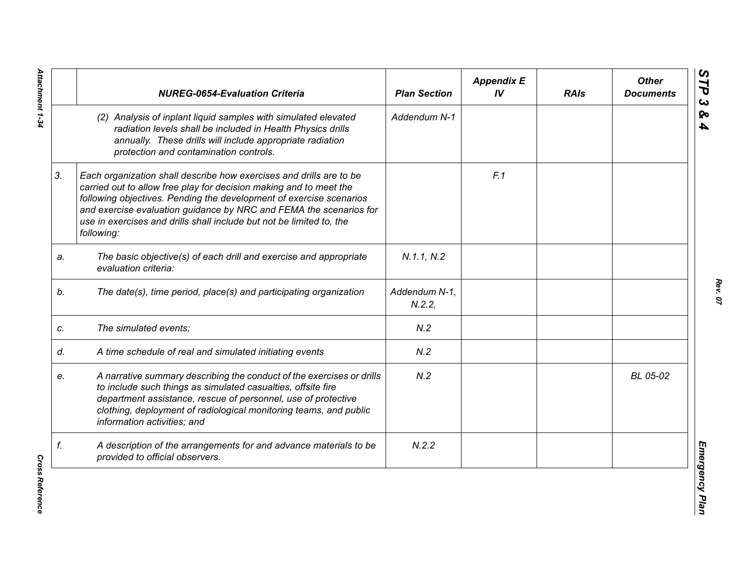| | NUREG-0654-Evaluation Criteria | Plan Section | Appendix E IV | RAIs | Other Documents |
|---|---|---|---|---|---|
| | (2) Analysis of inplant liquid samples with simulated elevated radiation levels shall be included in Health Physics drills annually. These drills will include appropriate radiation protection and contamination controls. | Addendum N-1 | | | |
| 3. | Each organization shall describe how exercises and drills are to be carried out to allow free play for decision making and to meet the following objectives. Pending the development of exercise scenarios and exercise evaluation guidance by NRC and FEMA the scenarios for use in exercises and drills shall include but not be limited to, the following: | | F.1 | | |
| a. | The basic objective(s) of each drill and exercise and appropriate evaluation criteria: | N.1.1, N.2 | | | |
| b. | The date(s), time period, place(s) and participating organization | Addendum N-1, N.2.2, | | | |
| c. | The simulated events; | N.2 | | | |
| d. | A time schedule of real and simulated initiating events | N.2 | | | |
| e. | A narrative summary describing the conduct of the exercises or drills to include such things as simulated casualties, offsite fire department assistance, rescue of personnel, use of protective clothing, deployment of radiological monitoring teams, and public information activities; and | N.2 | | | BL 05-02 |
| f. | A description of the arrangements for and advance materials to be provided to official observers. | N.2.2 | | | |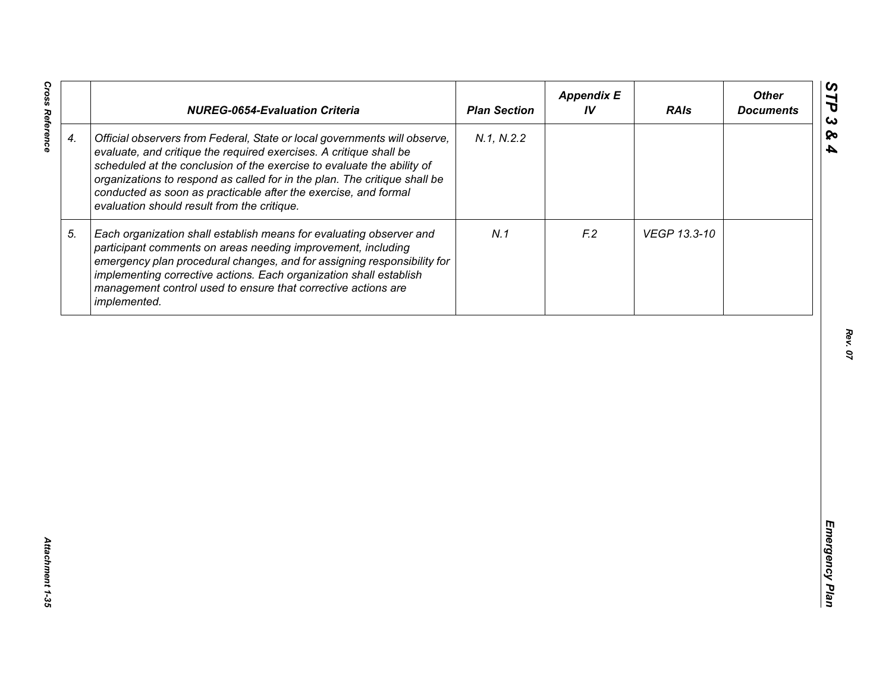| | NUREG-0654-Evaluation Criteria | Plan Section | Appendix E IV | RAIs | Other Documents |
|---|---|---|---|---|---|
| 4. | *Official observers from Federal, State or local governments will observe, evaluate, and critique the required exercises. A critique shall be scheduled at the conclusion of the exercise to evaluate the ability of organizations to respond as called for in the plan. The critique shall be conducted as soon as practicable after the exercise, and formal evaluation should result from the critique.* | *N.1, N.2.2* | | | |
| 5. | *Each organization shall establish means for evaluating observer and participant comments on areas needing improvement, including emergency plan procedural changes, and for assigning responsibility for implementing corrective actions. Each organization shall establish management control used to ensure that corrective actions are implemented.* | *N.1* | *F.2* | *VEGP 13.3-10* | |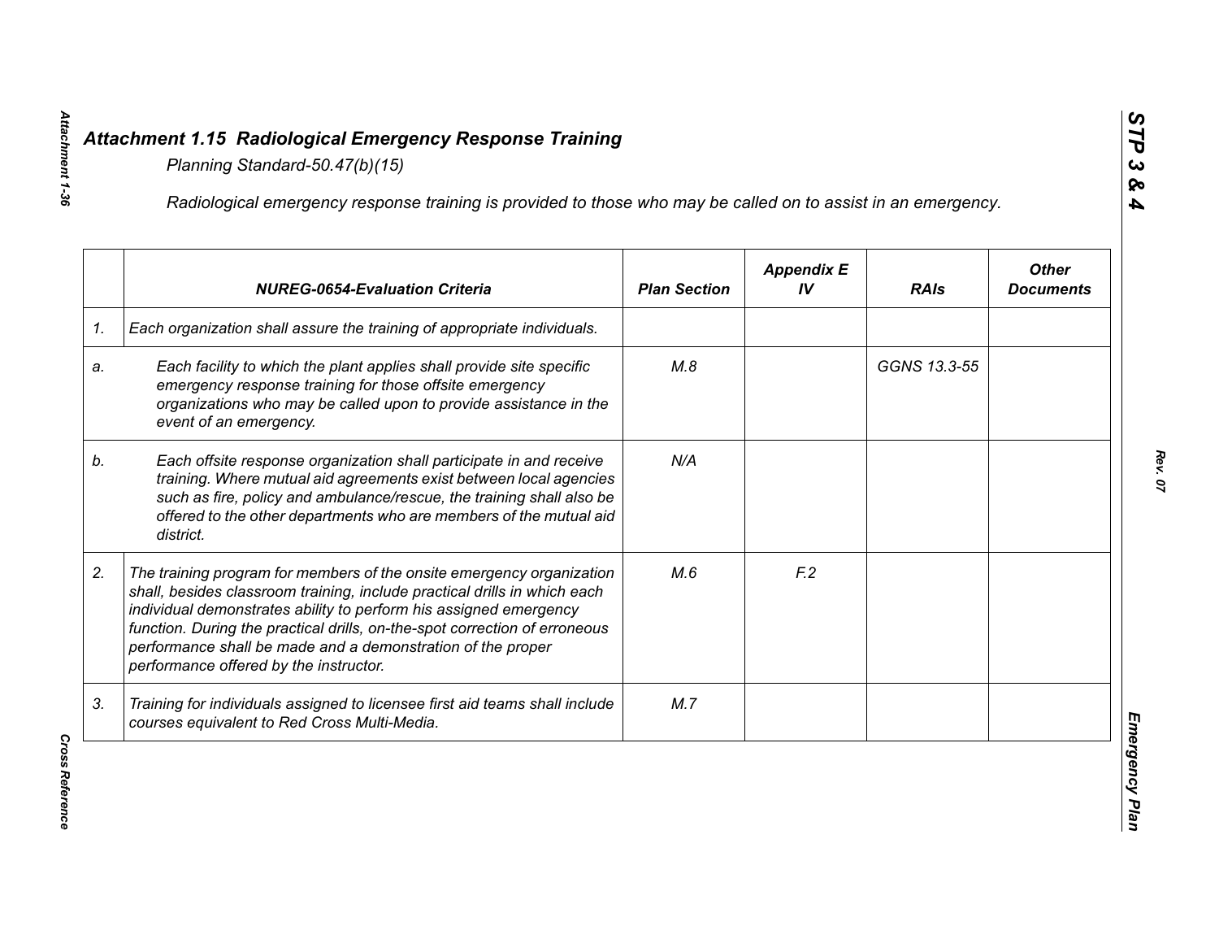## *Attachment 1.15 Radiological Emergency Response Training*

*Planning Standard-50.47(b)(15)*

*Radiological emergency response training is provided to those who may be called on to assist in an emergency.*

| | *NUREG-0654-Evaluation Criteria* | *Plan Section* | *Appendix E IV* | *RAIs* | *Other Documents* |
|---|---|---|---|---|---|
| *1.* | *Each organization shall assure the training of appropriate individuals.* | | | | |
| *a.* | *Each facility to which the plant applies shall provide site specific emergency response training for those offsite emergency organizations who may be called upon to provide assistance in the event of an emergency.* | *M.8* | | *GGNS 13.3-55* | |
| *b.* | *Each offsite response organization shall participate in and receive training. Where mutual aid agreements exist between local agencies such as fire, policy and ambulance/rescue, the training shall also be offered to the other departments who are members of the mutual aid district.* | *N/A* | | | |
| *2.* | *The training program for members of the onsite emergency organization shall, besides classroom training, include practical drills in which each individual demonstrates ability to perform his assigned emergency function. During the practical drills, on-the-spot correction of erroneous performance shall be made and a demonstration of the proper performance offered by the instructor.* | *M.6* | *F.2* | | |
| *3.* | *Training for individuals assigned to licensee first aid teams shall include courses equivalent to Red Cross Multi-Media.* | *M.7* | | | |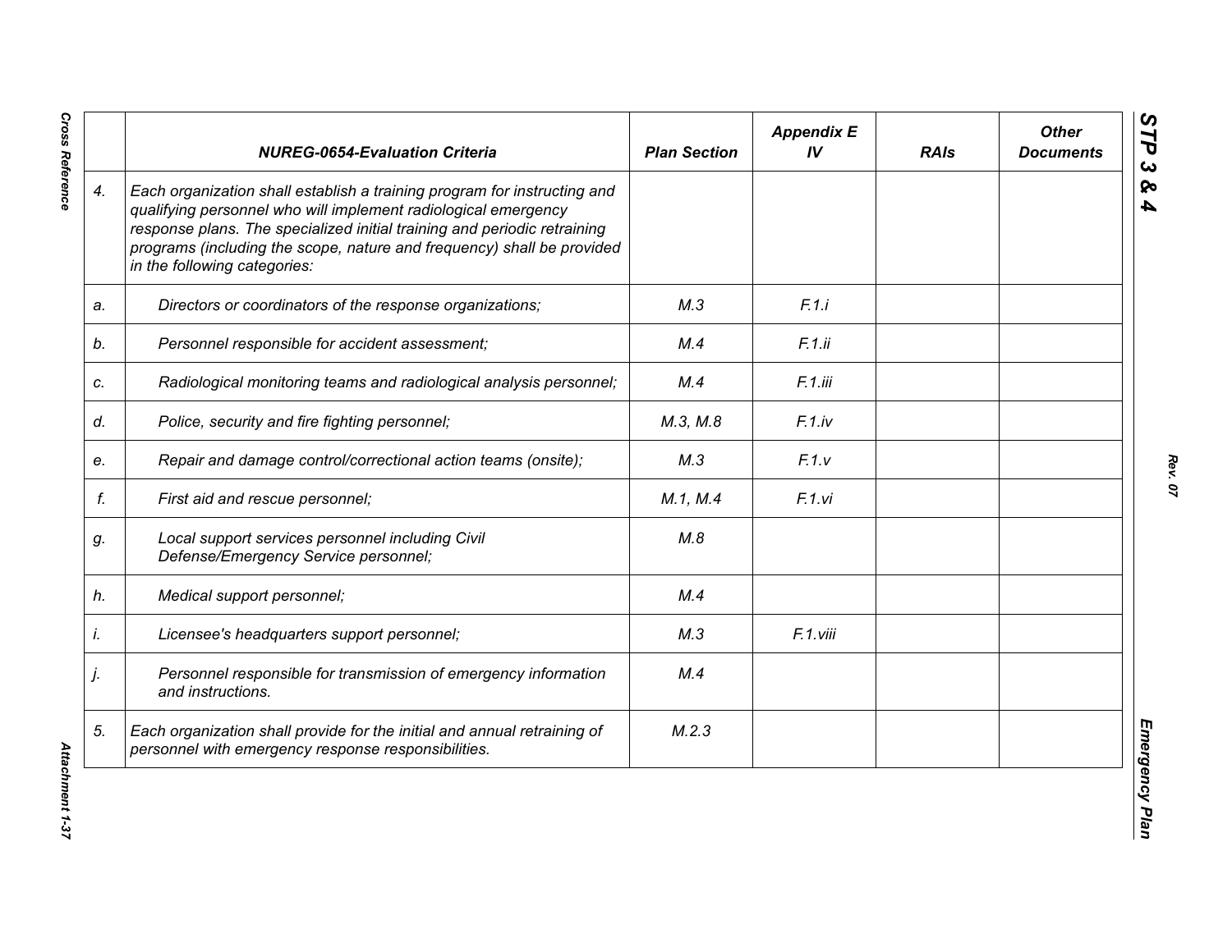|  | NUREG-0654-Evaluation Criteria | Plan Section | Appendix E IV | RAIs | Other Documents |
|---|---|---|---|---|---|
| 4. | Each organization shall establish a training program for instructing and qualifying personnel who will implement radiological emergency response plans. The specialized initial training and periodic retraining programs (including the scope, nature and frequency) shall be provided in the following categories: |  |  |  |  |
| a. | Directors or coordinators of the response organizations; | M.3 | F.1.i |  |  |
| b. | Personnel responsible for accident assessment; | M.4 | F.1.ii |  |  |
| c. | Radiological monitoring teams and radiological analysis personnel; | M.4 | F.1.iii |  |  |
| d. | Police, security and fire fighting personnel; | M.3, M.8 | F.1.iv |  |  |
| e. | Repair and damage control/correctional action teams (onsite); | M.3 | F.1.v |  |  |
| f. | First aid and rescue personnel; | M.1, M.4 | F.1.vi |  |  |
| g. | Local support services personnel including Civil Defense/Emergency Service personnel; | M.8 |  |  |  |
| h. | Medical support personnel; | M.4 |  |  |  |
| i. | Licensee's headquarters support personnel; | M.3 | F.1.viii |  |  |
| j. | Personnel responsible for transmission of emergency information and instructions. | M.4 |  |  |  |
| 5. | Each organization shall provide for the initial and annual retraining of personnel with emergency response responsibilities. | M.2.3 |  |  |  |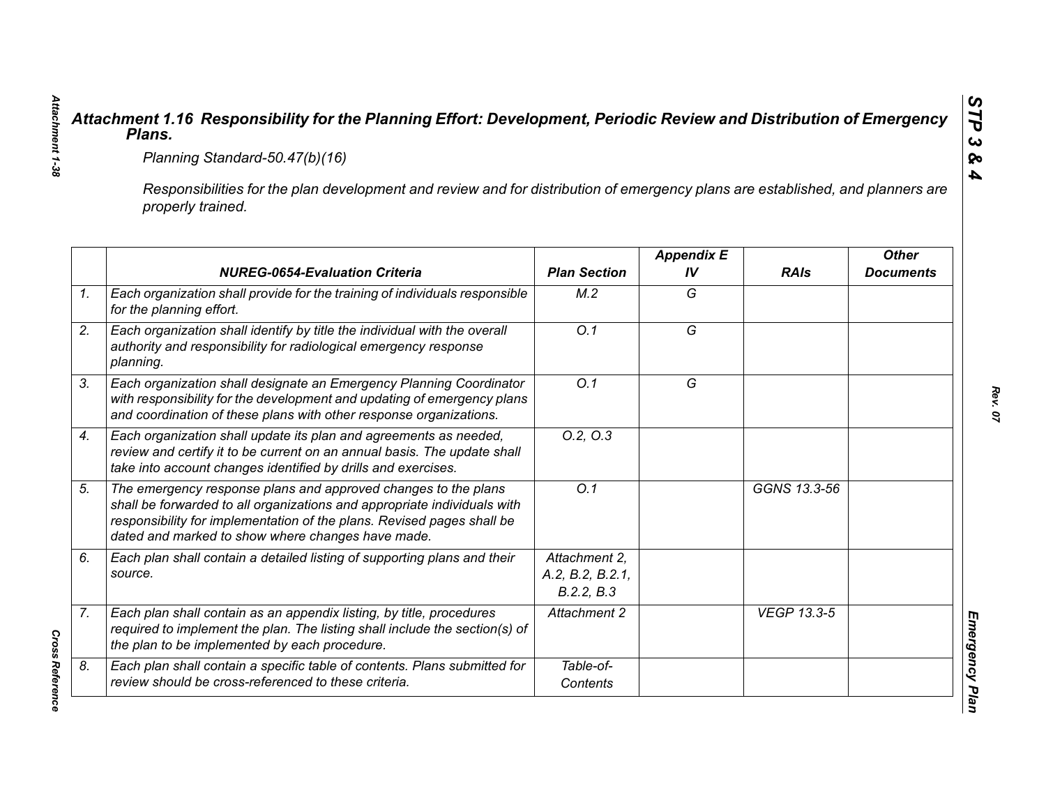# *Attachment 1.16 Responsibility for the Planning Effort: Development, Periodic Review and Distribution of Emergency Plans.*

*Planning Standard-50.47(b)(16)*

*Responsibilities for the plan development and review and for distribution of emergency plans are established, and planners are properly trained.*

| | NUREG-0654-Evaluation Criteria | Plan Section | Appendix E IV | RAIs | Other Documents |
|---|---|---|---|---|---|
| 1. | Each organization shall provide for the training of individuals responsible for the planning effort. | M.2 | G | | |
| 2. | Each organization shall identify by title the individual with the overall authority and responsibility for radiological emergency response planning. | O.1 | G | | |
| 3. | Each organization shall designate an Emergency Planning Coordinator with responsibility for the development and updating of emergency plans and coordination of these plans with other response organizations. | O.1 | G | | |
| 4. | Each organization shall update its plan and agreements as needed, review and certify it to be current on an annual basis. The update shall take into account changes identified by drills and exercises. | O.2, O.3 | | | |
| 5. | The emergency response plans and approved changes to the plans shall be forwarded to all organizations and appropriate individuals with responsibility for implementation of the plans. Revised pages shall be dated and marked to show where changes have made. | O.1 | | GGNS 13.3-56 | |
| 6. | Each plan shall contain a detailed listing of supporting plans and their source. | Attachment 2, A.2, B.2, B.2.1, B.2.2, B.3 | | | |
| 7. | Each plan shall contain as an appendix listing, by title, procedures required to implement the plan. The listing shall include the section(s) of the plan to be implemented by each procedure. | Attachment 2 | | VEGP 13.3-5 | |
| 8. | Each plan shall contain a specific table of contents. Plans submitted for review should be cross-referenced to these criteria. | Table-of-Contents | | | |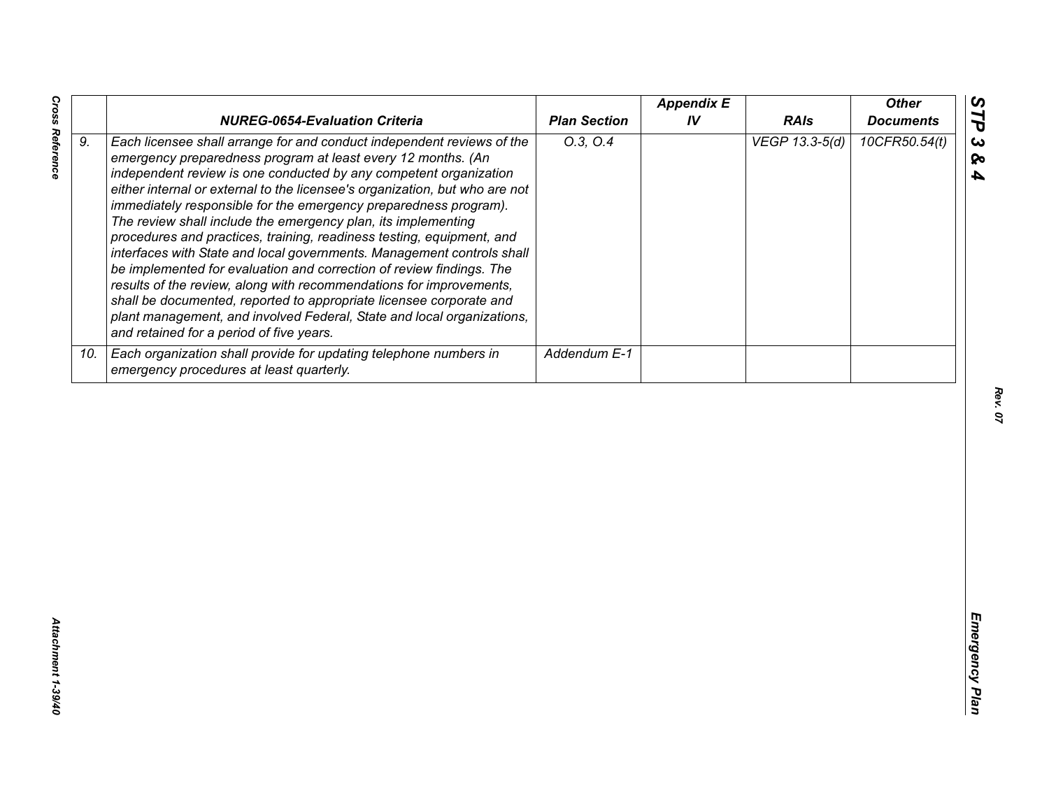| | NUREG-0654-Evaluation Criteria | Plan Section | Appendix E IV | RAIs | Other Documents |
|---|---|---|---|---|---|
| 9. | *Each licensee shall arrange for and conduct independent reviews of the emergency preparedness program at least every 12 months. (An independent review is one conducted by any competent organization either internal or external to the licensee's organization, but who are not immediately responsible for the emergency preparedness program). The review shall include the emergency plan, its implementing procedures and practices, training, readiness testing, equipment, and interfaces with State and local governments. Management controls shall be implemented for evaluation and correction of review findings. The results of the review, along with recommendations for improvements, shall be documented, reported to appropriate licensee corporate and plant management, and involved Federal, State and local organizations, and retained for a period of five years.* | O.3, O.4 | | VEGP 13.3-5(d) | 10CFR50.54(t) |
| 10. | *Each organization shall provide for updating telephone numbers in emergency procedures at least quarterly.* | Addendum E-1 | | | |